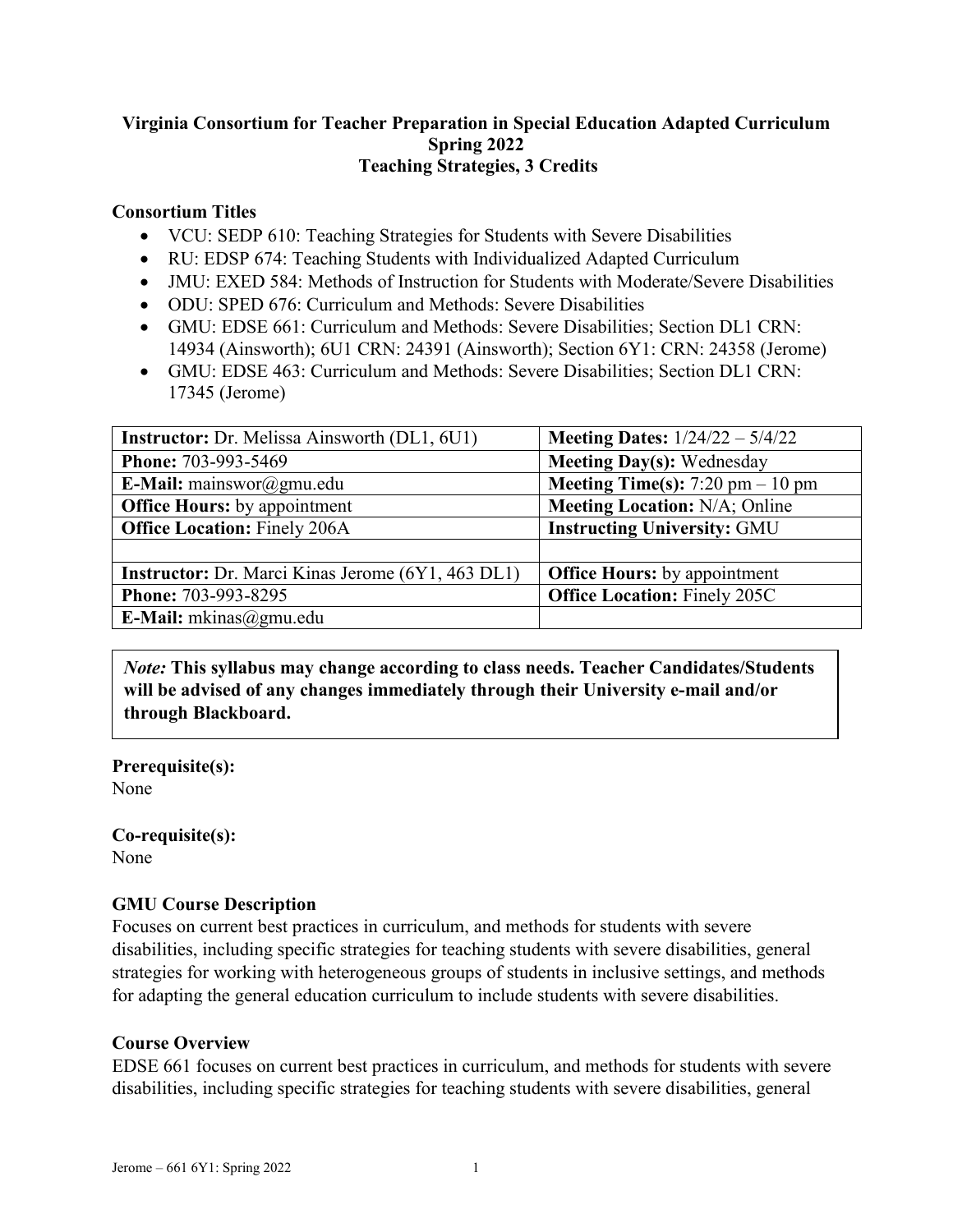**Virginia Consortium for Teacher Preparation in Special Education Adapted Curriculum**
**Spring 2022**
**Teaching Strategies, 3 Credits**

**Consortium Titles**

- VCU: SEDP 610: Teaching Strategies for Students with Severe Disabilities
- RU: EDSP 674: Teaching Students with Individualized Adapted Curriculum
- JMU: EXED 584: Methods of Instruction for Students with Moderate/Severe Disabilities
- ODU: SPED 676: Curriculum and Methods: Severe Disabilities
- GMU: EDSE 661: Curriculum and Methods: Severe Disabilities; Section DL1 CRN: 14934 (Ainsworth); 6U1 CRN: 24391 (Ainsworth); Section 6Y1: CRN: 24358 (Jerome)
- GMU: EDSE 463: Curriculum and Methods: Severe Disabilities; Section DL1 CRN: 17345 (Jerome)

| | |
|---|---|
| **Instructor:** Dr. Melissa Ainsworth (DL1, 6U1) | **Meeting Dates:** 1/24/22 – 5/4/22 |
| **Phone:** 703-993-5469 | **Meeting Day(s):** Wednesday |
| **E-Mail:** mainswor@gmu.edu | **Meeting Time(s):** 7:20 pm – 10 pm |
| **Office Hours:** by appointment | **Meeting Location:** N/A; Online |
| **Office Location:** Finely 206A | **Instructing University:** GMU |
| | |
| **Instructor:** Dr. Marci Kinas Jerome (6Y1, 463 DL1) | **Office Hours:** by appointment |
| **Phone:** 703-993-8295 | **Office Location:** Finely 205C |
| **E-Mail:** mkinas@gmu.edu | |

> *Note:* **This syllabus may change according to class needs. Teacher Candidates/Students will be advised of any changes immediately through their University e-mail and/or through Blackboard.**

**Prerequisite(s):**
None

**Co-requisite(s):**
None

**GMU Course Description**

Focuses on current best practices in curriculum, and methods for students with severe disabilities, including specific strategies for teaching students with severe disabilities, general strategies for working with heterogeneous groups of students in inclusive settings, and methods for adapting the general education curriculum to include students with severe disabilities.

**Course Overview**

EDSE 661 focuses on current best practices in curriculum, and methods for students with severe disabilities, including specific strategies for teaching students with severe disabilities, general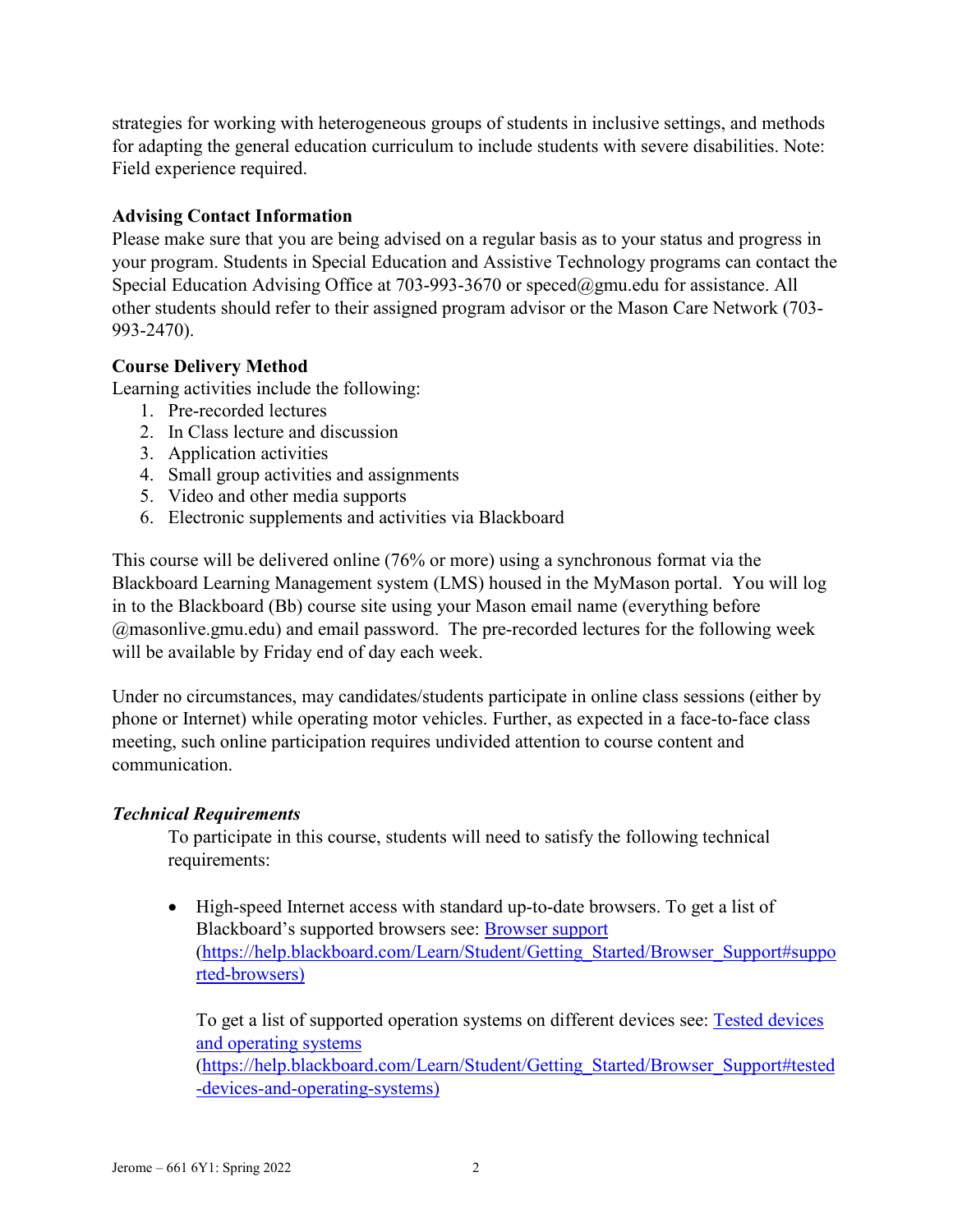strategies for working with heterogeneous groups of students in inclusive settings, and methods for adapting the general education curriculum to include students with severe disabilities. Note: Field experience required.

**Advising Contact Information**

Please make sure that you are being advised on a regular basis as to your status and progress in your program. Students in Special Education and Assistive Technology programs can contact the Special Education Advising Office at 703-993-3670 or speced@gmu.edu for assistance. All other students should refer to their assigned program advisor or the Mason Care Network (703-993-2470).

**Course Delivery Method**

Learning activities include the following:

1. Pre-recorded lectures
2. In Class lecture and discussion
3. Application activities
4. Small group activities and assignments
5. Video and other media supports
6. Electronic supplements and activities via Blackboard

This course will be delivered online (76% or more) using a synchronous format via the Blackboard Learning Management system (LMS) housed in the MyMason portal. You will log in to the Blackboard (Bb) course site using your Mason email name (everything before @masonlive.gmu.edu) and email password. The pre-recorded lectures for the following week will be available by Friday end of day each week.

Under no circumstances, may candidates/students participate in online class sessions (either by phone or Internet) while operating motor vehicles. Further, as expected in a face-to-face class meeting, such online participation requires undivided attention to course content and communication.

***Technical Requirements***

To participate in this course, students will need to satisfy the following technical requirements:

- High-speed Internet access with standard up-to-date browsers. To get a list of Blackboard's supported browsers see: [Browser support](https://help.blackboard.com/Learn/Student/Getting_Started/Browser_Support#supported-browsers) (https://help.blackboard.com/Learn/Student/Getting_Started/Browser_Support#supported-browsers)

  To get a list of supported operation systems on different devices see: [Tested devices and operating systems](https://help.blackboard.com/Learn/Student/Getting_Started/Browser_Support#tested-devices-and-operating-systems) (https://help.blackboard.com/Learn/Student/Getting_Started/Browser_Support#tested-devices-and-operating-systems)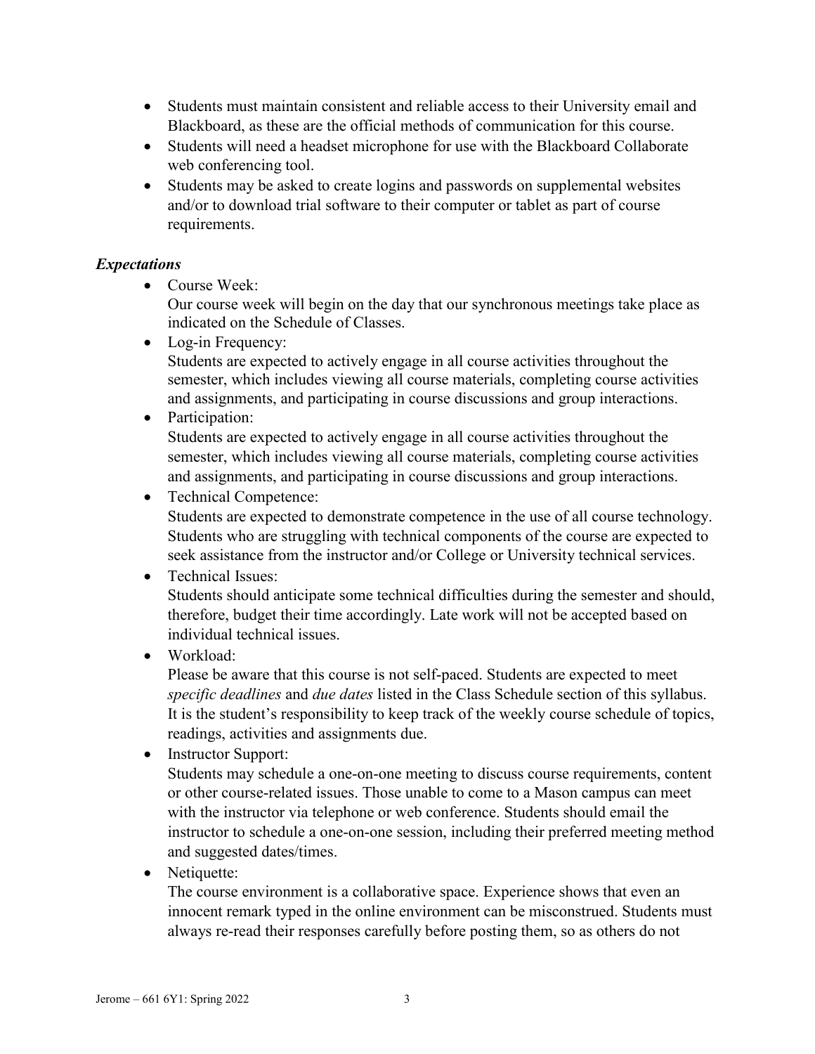- Students must maintain consistent and reliable access to their University email and Blackboard, as these are the official methods of communication for this course.
- Students will need a headset microphone for use with the Blackboard Collaborate web conferencing tool.
- Students may be asked to create logins and passwords on supplemental websites and/or to download trial software to their computer or tablet as part of course requirements.

### *Expectations*

- Course Week:
  Our course week will begin on the day that our synchronous meetings take place as indicated on the Schedule of Classes.
- Log-in Frequency:
  Students are expected to actively engage in all course activities throughout the semester, which includes viewing all course materials, completing course activities and assignments, and participating in course discussions and group interactions.
- Participation:
  Students are expected to actively engage in all course activities throughout the semester, which includes viewing all course materials, completing course activities and assignments, and participating in course discussions and group interactions.
- Technical Competence:
  Students are expected to demonstrate competence in the use of all course technology. Students who are struggling with technical components of the course are expected to seek assistance from the instructor and/or College or University technical services.
- Technical Issues:
  Students should anticipate some technical difficulties during the semester and should, therefore, budget their time accordingly. Late work will not be accepted based on individual technical issues.
- Workload:
  Please be aware that this course is not self-paced. Students are expected to meet *specific deadlines* and *due dates* listed in the Class Schedule section of this syllabus. It is the student's responsibility to keep track of the weekly course schedule of topics, readings, activities and assignments due.
- Instructor Support:
  Students may schedule a one-on-one meeting to discuss course requirements, content or other course-related issues. Those unable to come to a Mason campus can meet with the instructor via telephone or web conference. Students should email the instructor to schedule a one-on-one session, including their preferred meeting method and suggested dates/times.
- Netiquette:
  The course environment is a collaborative space. Experience shows that even an innocent remark typed in the online environment can be misconstrued. Students must always re-read their responses carefully before posting them, so as others do not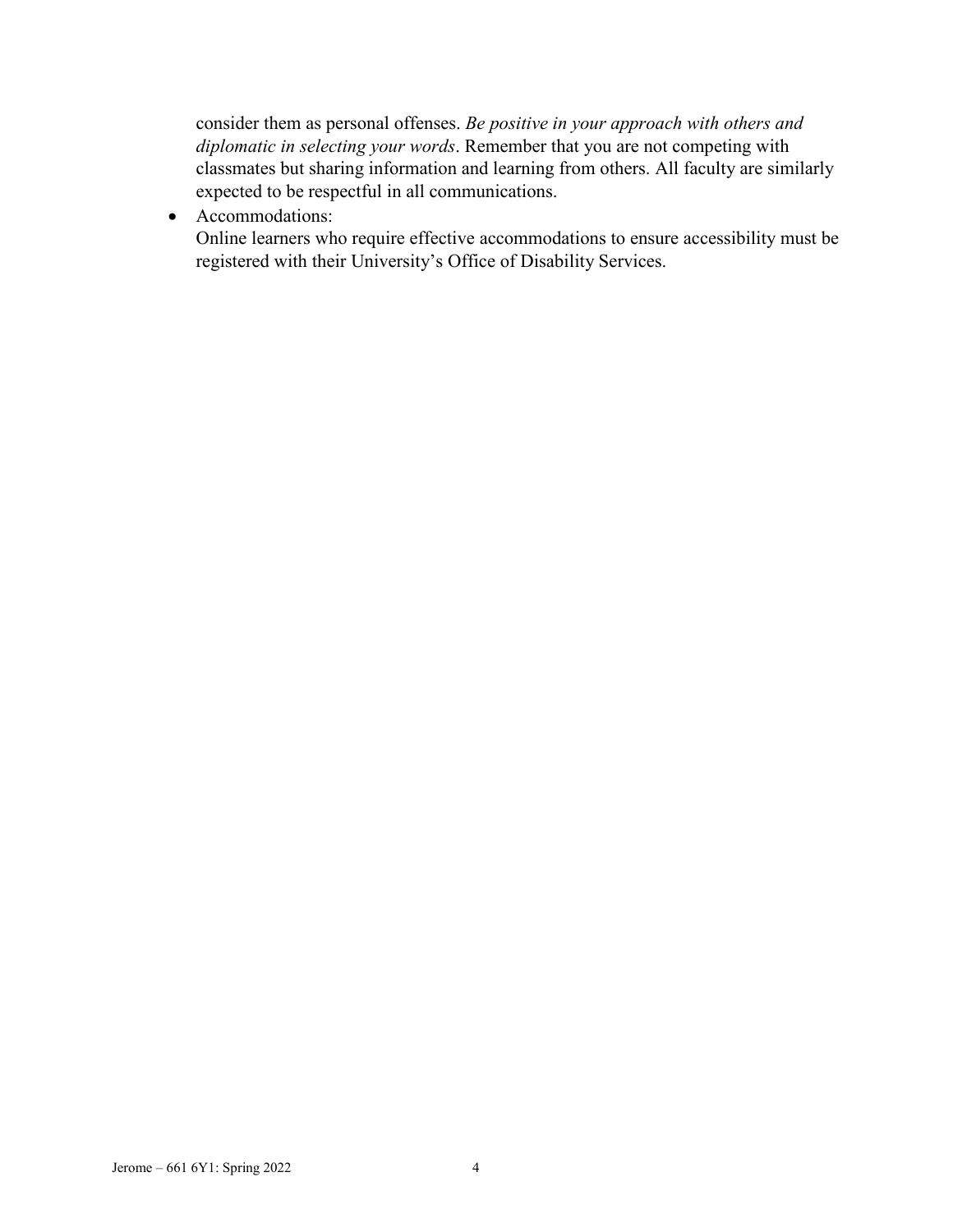consider them as personal offenses. *Be positive in your approach with others and diplomatic in selecting your words*. Remember that you are not competing with classmates but sharing information and learning from others. All faculty are similarly expected to be respectful in all communications.

- Accommodations:
  Online learners who require effective accommodations to ensure accessibility must be registered with their University's Office of Disability Services.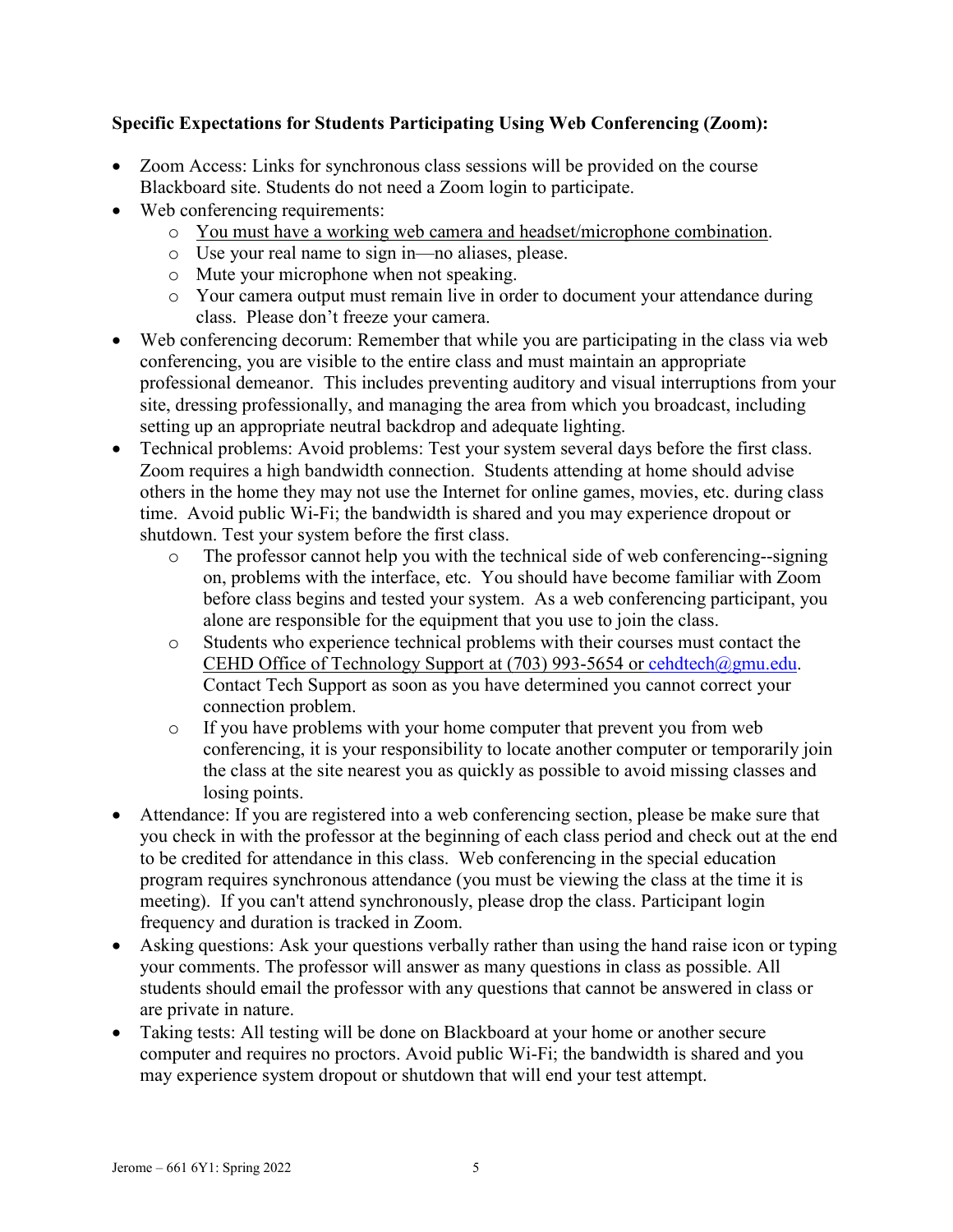**Specific Expectations for Students Participating Using Web Conferencing (Zoom):**

- Zoom Access: Links for synchronous class sessions will be provided on the course Blackboard site. Students do not need a Zoom login to participate.
- Web conferencing requirements:
  - You must have a working web camera and headset/microphone combination.
  - Use your real name to sign in—no aliases, please.
  - Mute your microphone when not speaking.
  - Your camera output must remain live in order to document your attendance during class. Please don't freeze your camera.
- Web conferencing decorum: Remember that while you are participating in the class via web conferencing, you are visible to the entire class and must maintain an appropriate professional demeanor. This includes preventing auditory and visual interruptions from your site, dressing professionally, and managing the area from which you broadcast, including setting up an appropriate neutral backdrop and adequate lighting.
- Technical problems: Avoid problems: Test your system several days before the first class. Zoom requires a high bandwidth connection. Students attending at home should advise others in the home they may not use the Internet for online games, movies, etc. during class time. Avoid public Wi-Fi; the bandwidth is shared and you may experience dropout or shutdown. Test your system before the first class.
  - The professor cannot help you with the technical side of web conferencing--signing on, problems with the interface, etc. You should have become familiar with Zoom before class begins and tested your system. As a web conferencing participant, you alone are responsible for the equipment that you use to join the class.
  - Students who experience technical problems with their courses must contact the CEHD Office of Technology Support at (703) 993-5654 or cehdtech@gmu.edu. Contact Tech Support as soon as you have determined you cannot correct your connection problem.
  - If you have problems with your home computer that prevent you from web conferencing, it is your responsibility to locate another computer or temporarily join the class at the site nearest you as quickly as possible to avoid missing classes and losing points.
- Attendance: If you are registered into a web conferencing section, please be make sure that you check in with the professor at the beginning of each class period and check out at the end to be credited for attendance in this class. Web conferencing in the special education program requires synchronous attendance (you must be viewing the class at the time it is meeting). If you can't attend synchronously, please drop the class. Participant login frequency and duration is tracked in Zoom.
- Asking questions: Ask your questions verbally rather than using the hand raise icon or typing your comments. The professor will answer as many questions in class as possible. All students should email the professor with any questions that cannot be answered in class or are private in nature.
- Taking tests: All testing will be done on Blackboard at your home or another secure computer and requires no proctors. Avoid public Wi-Fi; the bandwidth is shared and you may experience system dropout or shutdown that will end your test attempt.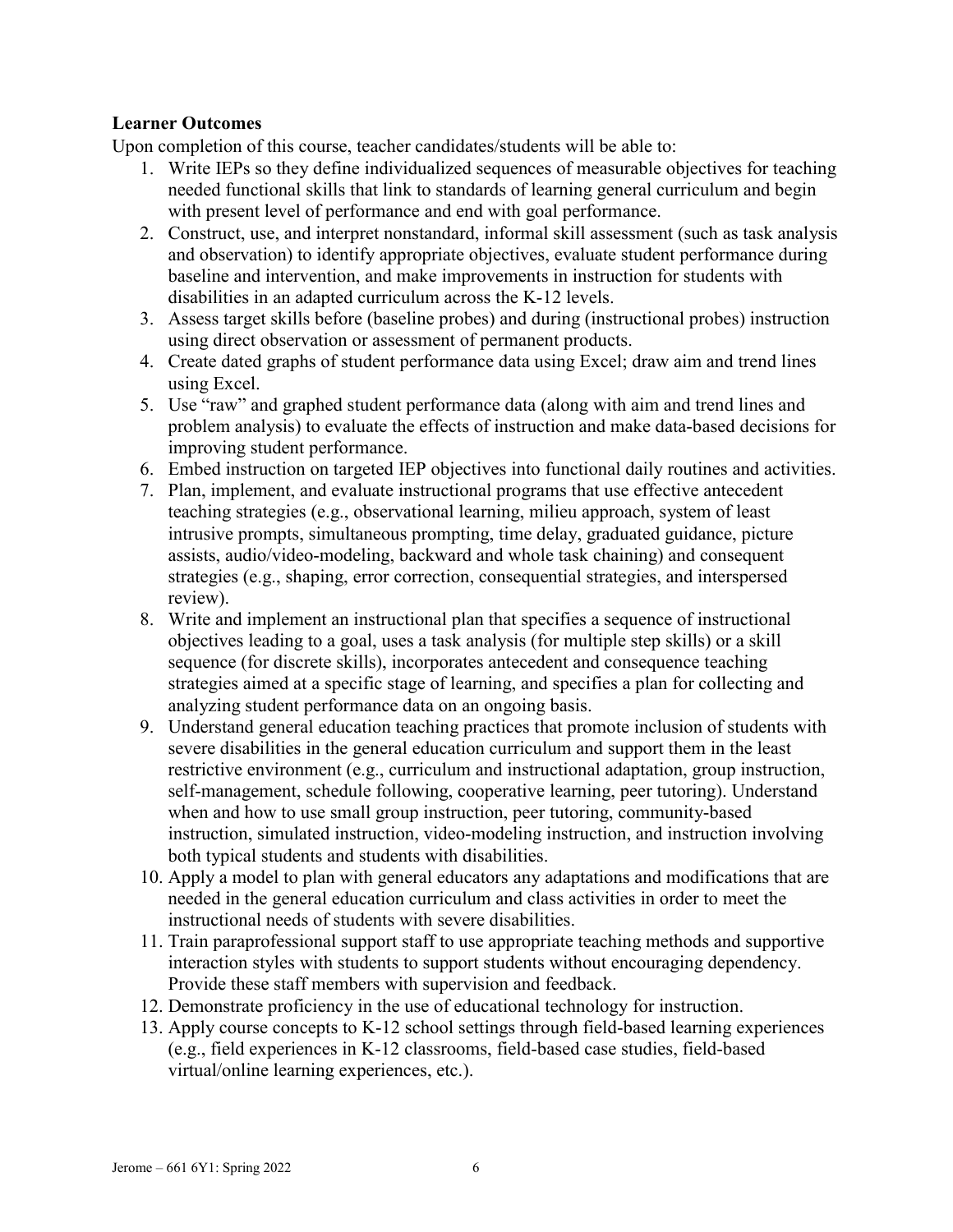**Learner Outcomes**

Upon completion of this course, teacher candidates/students will be able to:

1. Write IEPs so they define individualized sequences of measurable objectives for teaching needed functional skills that link to standards of learning general curriculum and begin with present level of performance and end with goal performance.
2. Construct, use, and interpret nonstandard, informal skill assessment (such as task analysis and observation) to identify appropriate objectives, evaluate student performance during baseline and intervention, and make improvements in instruction for students with disabilities in an adapted curriculum across the K-12 levels.
3. Assess target skills before (baseline probes) and during (instructional probes) instruction using direct observation or assessment of permanent products.
4. Create dated graphs of student performance data using Excel; draw aim and trend lines using Excel.
5. Use "raw" and graphed student performance data (along with aim and trend lines and problem analysis) to evaluate the effects of instruction and make data-based decisions for improving student performance.
6. Embed instruction on targeted IEP objectives into functional daily routines and activities.
7. Plan, implement, and evaluate instructional programs that use effective antecedent teaching strategies (e.g., observational learning, milieu approach, system of least intrusive prompts, simultaneous prompting, time delay, graduated guidance, picture assists, audio/video-modeling, backward and whole task chaining) and consequent strategies (e.g., shaping, error correction, consequential strategies, and interspersed review).
8. Write and implement an instructional plan that specifies a sequence of instructional objectives leading to a goal, uses a task analysis (for multiple step skills) or a skill sequence (for discrete skills), incorporates antecedent and consequence teaching strategies aimed at a specific stage of learning, and specifies a plan for collecting and analyzing student performance data on an ongoing basis.
9. Understand general education teaching practices that promote inclusion of students with severe disabilities in the general education curriculum and support them in the least restrictive environment (e.g., curriculum and instructional adaptation, group instruction, self-management, schedule following, cooperative learning, peer tutoring). Understand when and how to use small group instruction, peer tutoring, community-based instruction, simulated instruction, video-modeling instruction, and instruction involving both typical students and students with disabilities.
10. Apply a model to plan with general educators any adaptations and modifications that are needed in the general education curriculum and class activities in order to meet the instructional needs of students with severe disabilities.
11. Train paraprofessional support staff to use appropriate teaching methods and supportive interaction styles with students to support students without encouraging dependency. Provide these staff members with supervision and feedback.
12. Demonstrate proficiency in the use of educational technology for instruction.
13. Apply course concepts to K-12 school settings through field-based learning experiences (e.g., field experiences in K-12 classrooms, field-based case studies, field-based virtual/online learning experiences, etc.).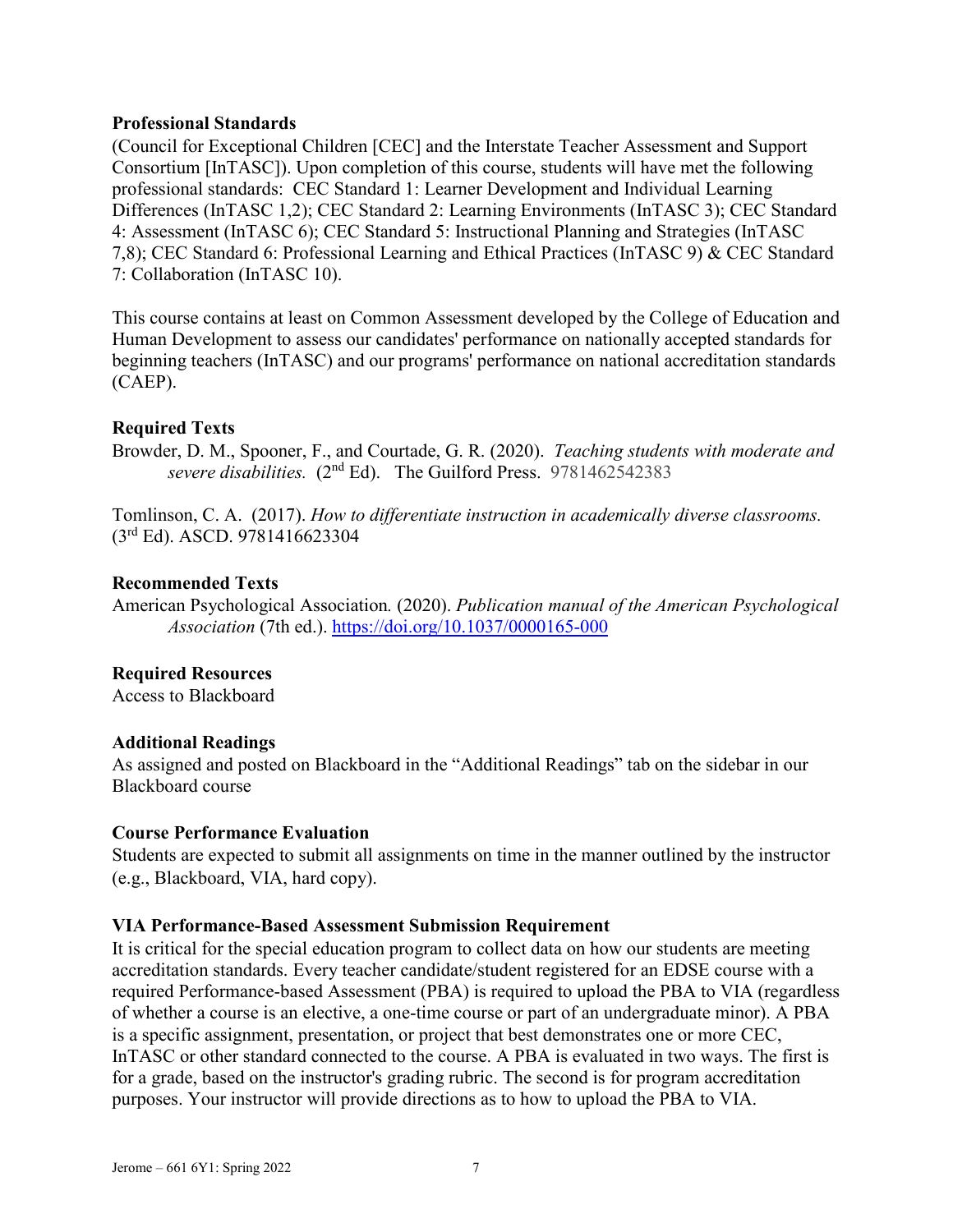**Professional Standards**

(Council for Exceptional Children [CEC] and the Interstate Teacher Assessment and Support Consortium [InTASC]). Upon completion of this course, students will have met the following professional standards: CEC Standard 1: Learner Development and Individual Learning Differences (InTASC 1,2); CEC Standard 2: Learning Environments (InTASC 3); CEC Standard 4: Assessment (InTASC 6); CEC Standard 5: Instructional Planning and Strategies (InTASC 7,8); CEC Standard 6: Professional Learning and Ethical Practices (InTASC 9) & CEC Standard 7: Collaboration (InTASC 10).

This course contains at least on Common Assessment developed by the College of Education and Human Development to assess our candidates' performance on nationally accepted standards for beginning teachers (InTASC) and our programs' performance on national accreditation standards (CAEP).

**Required Texts**

Browder, D. M., Spooner, F., and Courtade, G. R. (2020). *Teaching students with moderate and severe disabilities.* (2nd Ed). The Guilford Press. 9781462542383

Tomlinson, C. A. (2017). *How to differentiate instruction in academically diverse classrooms.* (3rd Ed). ASCD. 9781416623304

**Recommended Texts**

American Psychological Association. (2020). *Publication manual of the American Psychological Association* (7th ed.). https://doi.org/10.1037/0000165-000

**Required Resources**

Access to Blackboard

**Additional Readings**

As assigned and posted on Blackboard in the "Additional Readings" tab on the sidebar in our Blackboard course

**Course Performance Evaluation**

Students are expected to submit all assignments on time in the manner outlined by the instructor (e.g., Blackboard, VIA, hard copy).

**VIA Performance-Based Assessment Submission Requirement**

It is critical for the special education program to collect data on how our students are meeting accreditation standards. Every teacher candidate/student registered for an EDSE course with a required Performance-based Assessment (PBA) is required to upload the PBA to VIA (regardless of whether a course is an elective, a one-time course or part of an undergraduate minor). A PBA is a specific assignment, presentation, or project that best demonstrates one or more CEC, InTASC or other standard connected to the course. A PBA is evaluated in two ways. The first is for a grade, based on the instructor's grading rubric. The second is for program accreditation purposes. Your instructor will provide directions as to how to upload the PBA to VIA.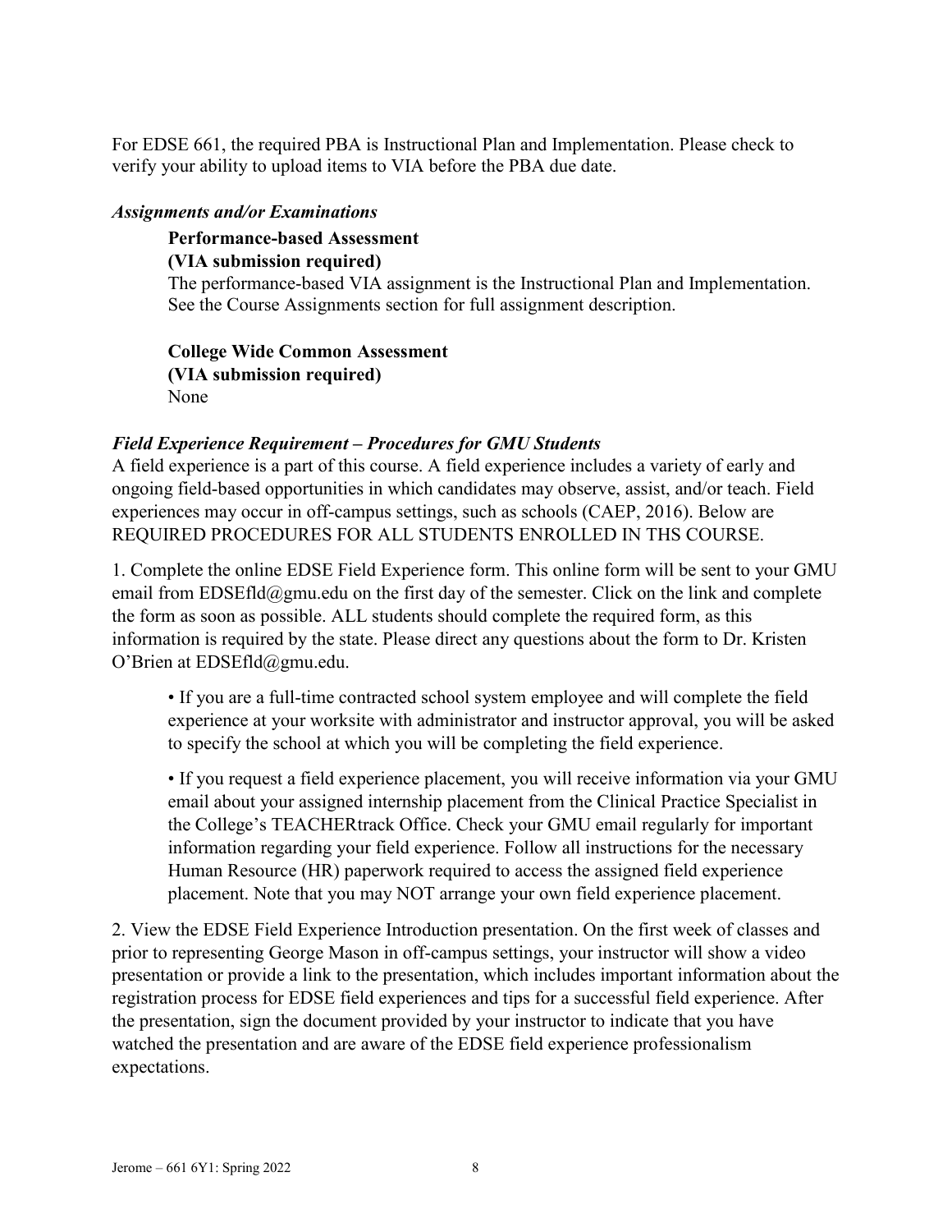For EDSE 661, the required PBA is Instructional Plan and Implementation. Please check to verify your ability to upload items to VIA before the PBA due date.

### *Assignments and/or Examinations*

**Performance-based Assessment**
**(VIA submission required)**
The performance-based VIA assignment is the Instructional Plan and Implementation. See the Course Assignments section for full assignment description.

**College Wide Common Assessment**
**(VIA submission required)**
None

### *Field Experience Requirement – Procedures for GMU Students*

A field experience is a part of this course. A field experience includes a variety of early and ongoing field-based opportunities in which candidates may observe, assist, and/or teach. Field experiences may occur in off-campus settings, such as schools (CAEP, 2016). Below are REQUIRED PROCEDURES FOR ALL STUDENTS ENROLLED IN THS COURSE.

1. Complete the online EDSE Field Experience form. This online form will be sent to your GMU email from EDSEfld@gmu.edu on the first day of the semester. Click on the link and complete the form as soon as possible. ALL students should complete the required form, as this information is required by the state. Please direct any questions about the form to Dr. Kristen O'Brien at EDSEfld@gmu.edu.

    • If you are a full-time contracted school system employee and will complete the field experience at your worksite with administrator and instructor approval, you will be asked to specify the school at which you will be completing the field experience.

    • If you request a field experience placement, you will receive information via your GMU email about your assigned internship placement from the Clinical Practice Specialist in the College's TEACHERtrack Office. Check your GMU email regularly for important information regarding your field experience. Follow all instructions for the necessary Human Resource (HR) paperwork required to access the assigned field experience placement. Note that you may NOT arrange your own field experience placement.

2. View the EDSE Field Experience Introduction presentation. On the first week of classes and prior to representing George Mason in off-campus settings, your instructor will show a video presentation or provide a link to the presentation, which includes important information about the registration process for EDSE field experiences and tips for a successful field experience. After the presentation, sign the document provided by your instructor to indicate that you have watched the presentation and are aware of the EDSE field experience professionalism expectations.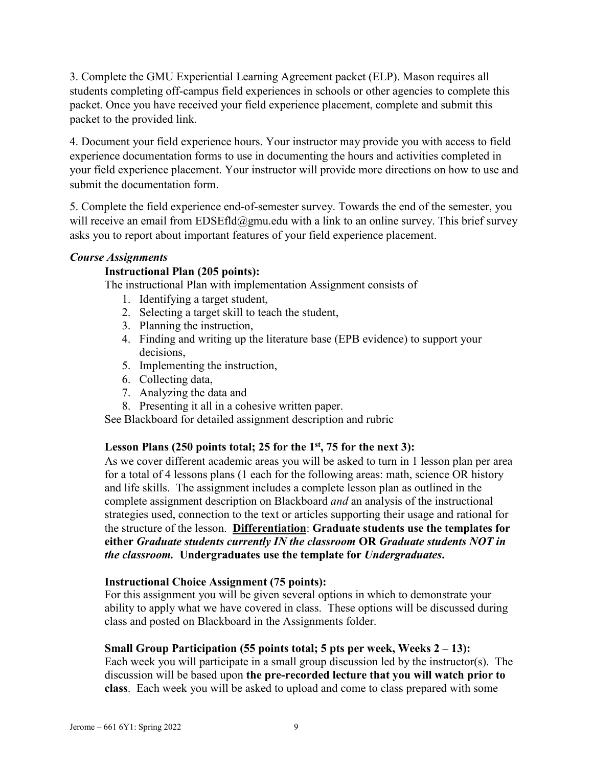3. Complete the GMU Experiential Learning Agreement packet (ELP). Mason requires all students completing off-campus field experiences in schools or other agencies to complete this packet. Once you have received your field experience placement, complete and submit this packet to the provided link.

4. Document your field experience hours. Your instructor may provide you with access to field experience documentation forms to use in documenting the hours and activities completed in your field experience placement. Your instructor will provide more directions on how to use and submit the documentation form.

5. Complete the field experience end-of-semester survey. Towards the end of the semester, you will receive an email from EDSEfld@gmu.edu with a link to an online survey. This brief survey asks you to report about important features of your field experience placement.

***Course Assignments***

**Instructional Plan (205 points):**

The instructional Plan with implementation Assignment consists of

1. Identifying a target student,
2. Selecting a target skill to teach the student,
3. Planning the instruction,
4. Finding and writing up the literature base (EPB evidence) to support your decisions,
5. Implementing the instruction,
6. Collecting data,
7. Analyzing the data and
8. Presenting it all in a cohesive written paper.

See Blackboard for detailed assignment description and rubric

**Lesson Plans (250 points total; 25 for the 1st, 75 for the next 3):**

As we cover different academic areas you will be asked to turn in 1 lesson plan per area for a total of 4 lessons plans (1 each for the following areas: math, science OR history and life skills. The assignment includes a complete lesson plan as outlined in the complete assignment description on Blackboard *and* an analysis of the instructional strategies used, connection to the text or articles supporting their usage and rational for the structure of the lesson. **Differentiation**: **Graduate students use the templates for either *Graduate students currently IN the classroom* OR *Graduate students NOT in the classroom.* Undergraduates use the template for *Undergraduates*.**

**Instructional Choice Assignment (75 points):**

For this assignment you will be given several options in which to demonstrate your ability to apply what we have covered in class. These options will be discussed during class and posted on Blackboard in the Assignments folder.

**Small Group Participation (55 points total; 5 pts per week, Weeks 2 – 13):**

Each week you will participate in a small group discussion led by the instructor(s). The discussion will be based upon **the pre-recorded lecture that you will watch prior to class**. Each week you will be asked to upload and come to class prepared with some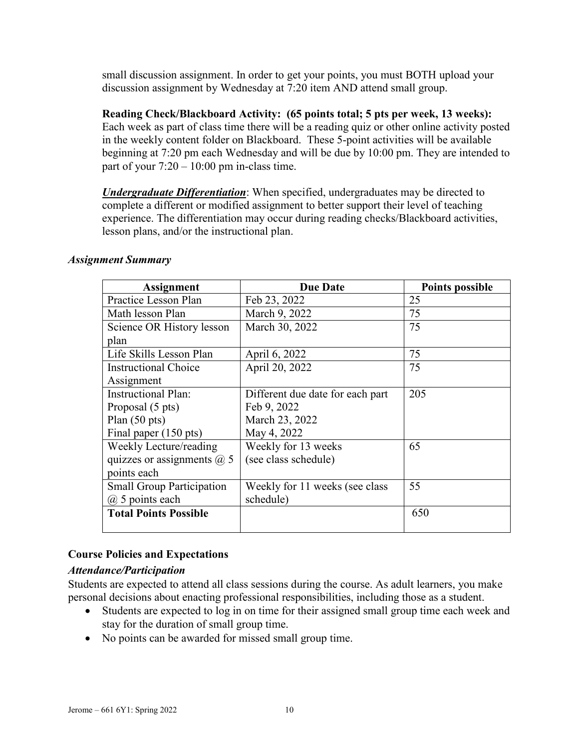small discussion assignment. In order to get your points, you must BOTH upload your discussion assignment by Wednesday at 7:20 item AND attend small group.

**Reading Check/Blackboard Activity: (65 points total; 5 pts per week, 13 weeks):** Each week as part of class time there will be a reading quiz or other online activity posted in the weekly content folder on Blackboard. These 5-point activities will be available beginning at 7:20 pm each Wednesday and will be due by 10:00 pm. They are intended to part of your 7:20 – 10:00 pm in-class time.

***Undergraduate Differentiation***: When specified, undergraduates may be directed to complete a different or modified assignment to better support their level of teaching experience. The differentiation may occur during reading checks/Blackboard activities, lesson plans, and/or the instructional plan.

### *Assignment Summary*

| Assignment | Due Date | Points possible |
|---|---|---|
| Practice Lesson Plan | Feb 23, 2022 | 25 |
| Math lesson Plan | March 9, 2022 | 75 |
| Science OR History lesson plan | March 30, 2022 | 75 |
| Life Skills Lesson Plan | April 6, 2022 | 75 |
| Instructional Choice Assignment | April 20, 2022 | 75 |
| Instructional Plan:<br>Proposal (5 pts)<br>Plan (50 pts)<br>Final paper (150 pts) | Different due date for each part<br>Feb 9, 2022<br>March 23, 2022<br>May 4, 2022 | 205 |
| Weekly Lecture/reading quizzes or assignments @ 5 points each | Weekly for 13 weeks (see class schedule) | 65 |
| Small Group Participation @ 5 points each | Weekly for 11 weeks (see class schedule) | 55 |
| **Total Points Possible** | | 650 |

### Course Policies and Expectations

#### *Attendance/Participation*

Students are expected to attend all class sessions during the course. As adult learners, you make personal decisions about enacting professional responsibilities, including those as a student.

- Students are expected to log in on time for their assigned small group time each week and stay for the duration of small group time.
- No points can be awarded for missed small group time.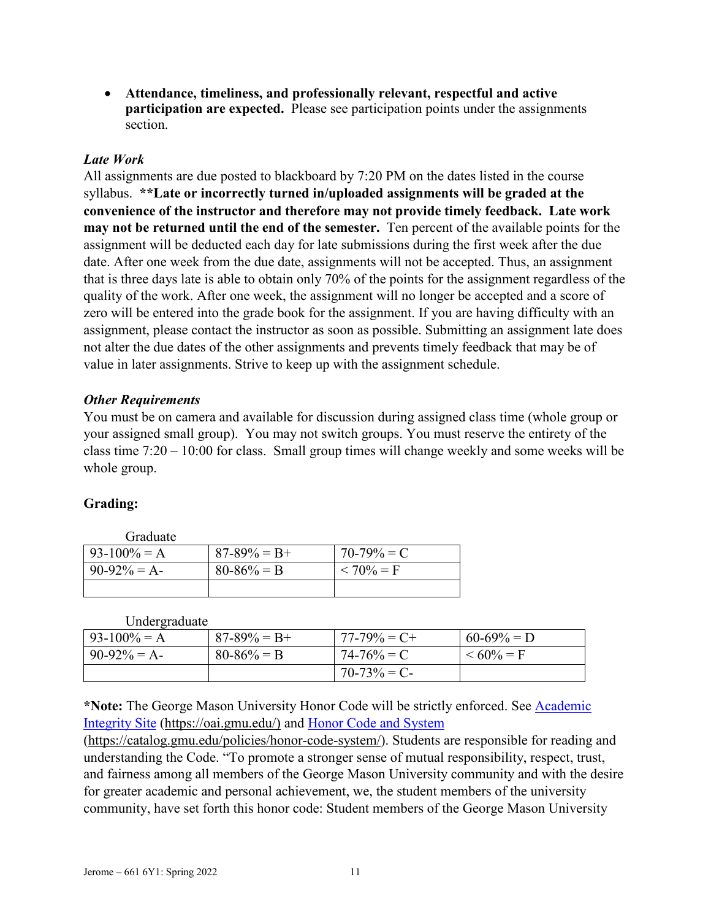- **Attendance, timeliness, and professionally relevant, respectful and active participation are expected.** Please see participation points under the assignments section.

***Late Work***

All assignments are due posted to blackboard by 7:20 PM on the dates listed in the course syllabus. **\*\*Late or incorrectly turned in/uploaded assignments will be graded at the convenience of the instructor and therefore may not provide timely feedback. Late work may not be returned until the end of the semester.** Ten percent of the available points for the assignment will be deducted each day for late submissions during the first week after the due date. After one week from the due date, assignments will not be accepted. Thus, an assignment that is three days late is able to obtain only 70% of the points for the assignment regardless of the quality of the work. After one week, the assignment will no longer be accepted and a score of zero will be entered into the grade book for the assignment. If you are having difficulty with an assignment, please contact the instructor as soon as possible. Submitting an assignment late does not alter the due dates of the other assignments and prevents timely feedback that may be of value in later assignments. Strive to keep up with the assignment schedule.

***Other Requirements***

You must be on camera and available for discussion during assigned class time (whole group or your assigned small group). You may not switch groups. You must reserve the entirety of the class time 7:20 – 10:00 for class. Small group times will change weekly and some weeks will be whole group.

**Grading:**

Graduate

| 93-100% = A | 87-89% = B+ | 70-79% = C |
|---|---|---|
| 90-92% = A- | 80-86% = B | < 70% = F |
| | | |

Undergraduate

| 93-100% = A | 87-89% = B+ | 77-79% = C+ | 60-69% = D |
|---|---|---|---|
| 90-92% = A- | 80-86% = B | 74-76% = C | < 60% = F |
| | | 70-73% = C- | |

**\*Note:** The George Mason University Honor Code will be strictly enforced. See [Academic Integrity Site](https://oai.gmu.edu/) (https://oai.gmu.edu/) and [Honor Code and System](https://catalog.gmu.edu/policies/honor-code-system/) (https://catalog.gmu.edu/policies/honor-code-system/). Students are responsible for reading and understanding the Code. "To promote a stronger sense of mutual responsibility, respect, trust, and fairness among all members of the George Mason University community and with the desire for greater academic and personal achievement, we, the student members of the university community, have set forth this honor code: Student members of the George Mason University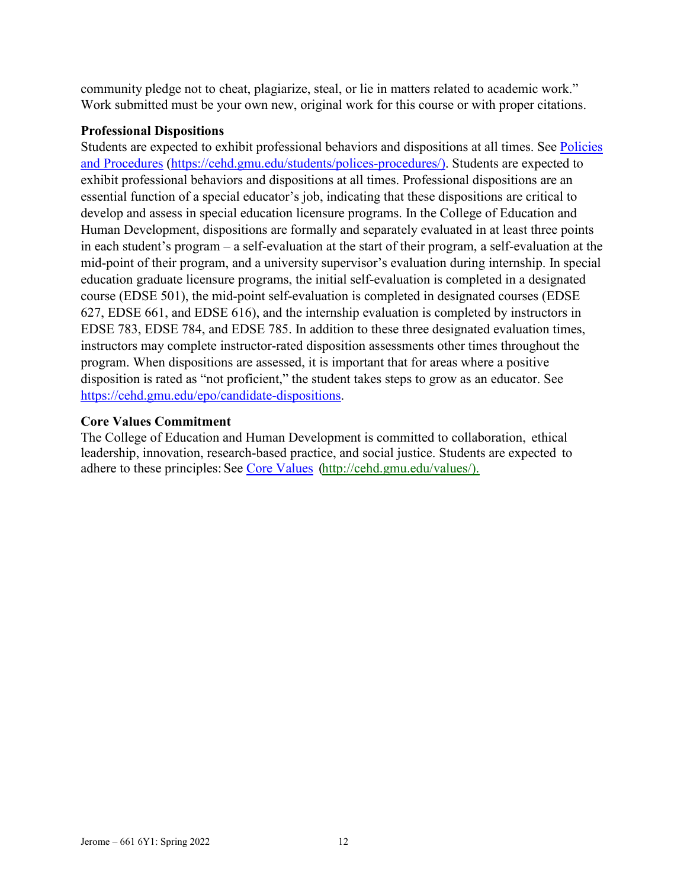community pledge not to cheat, plagiarize, steal, or lie in matters related to academic work." Work submitted must be your own new, original work for this course or with proper citations.

**Professional Dispositions**

Students are expected to exhibit professional behaviors and dispositions at all times. See [Policies and Procedures](https://cehd.gmu.edu/students/polices-procedures/) (https://cehd.gmu.edu/students/polices-procedures/). Students are expected to exhibit professional behaviors and dispositions at all times. Professional dispositions are an essential function of a special educator's job, indicating that these dispositions are critical to develop and assess in special education licensure programs. In the College of Education and Human Development, dispositions are formally and separately evaluated in at least three points in each student's program – a self-evaluation at the start of their program, a self-evaluation at the mid-point of their program, and a university supervisor's evaluation during internship. In special education graduate licensure programs, the initial self-evaluation is completed in a designated course (EDSE 501), the mid-point self-evaluation is completed in designated courses (EDSE 627, EDSE 661, and EDSE 616), and the internship evaluation is completed by instructors in EDSE 783, EDSE 784, and EDSE 785. In addition to these three designated evaluation times, instructors may complete instructor-rated disposition assessments other times throughout the program. When dispositions are assessed, it is important that for areas where a positive disposition is rated as "not proficient," the student takes steps to grow as an educator. See https://cehd.gmu.edu/epo/candidate-dispositions.

**Core Values Commitment**

The College of Education and Human Development is committed to collaboration, ethical leadership, innovation, research-based practice, and social justice. Students are expected to adhere to these principles: See [Core Values](http://cehd.gmu.edu/values/) (http://cehd.gmu.edu/values/).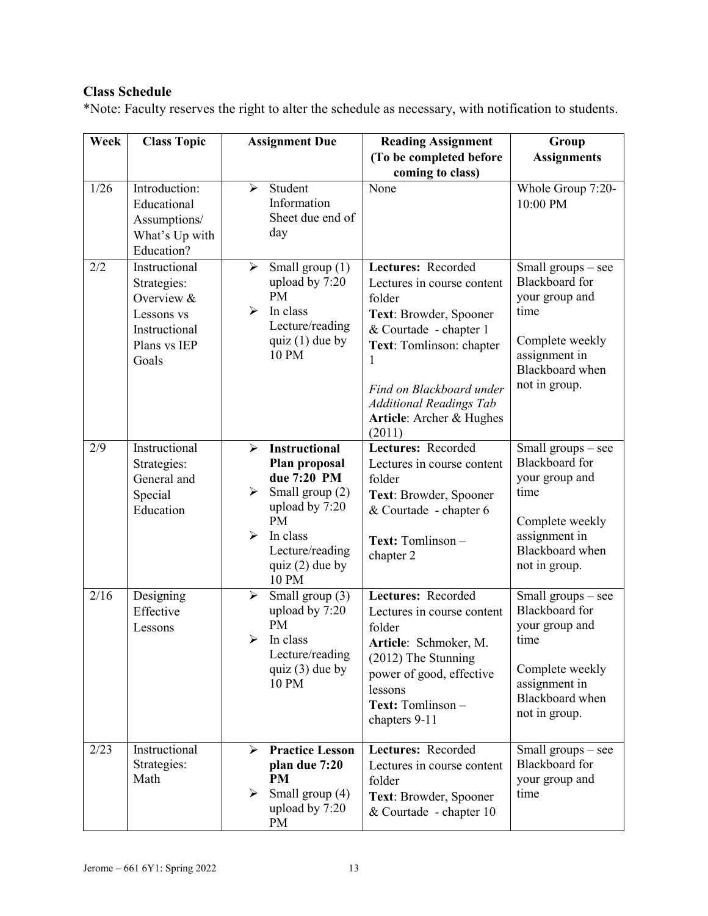**Class Schedule**

*Note: Faculty reserves the right to alter the schedule as necessary, with notification to students.

| Week | Class Topic | Assignment Due | Reading Assignment (To be completed before coming to class) | Group Assignments |
|---|---|---|---|---|
| 1/26 | Introduction: Educational Assumptions/ What's Up with Education? | ➢ Student Information Sheet due end of day | None | Whole Group 7:20-10:00 PM |
| 2/2 | Instructional Strategies: Overview & Lessons vs Instructional Plans vs IEP Goals | ➢ Small group (1) upload by 7:20 PM<br>➢ In class Lecture/reading quiz (1) due by 10 PM | **Lectures:** Recorded Lectures in course content folder<br>**Text**: Browder, Spooner & Courtade - chapter 1<br>**Text**: Tomlinson: chapter 1<br><br>*Find on Blackboard under Additional Readings Tab*<br>**Article**: Archer & Hughes (2011) | Small groups – see Blackboard for your group and time<br><br>Complete weekly assignment in Blackboard when not in group. |
| 2/9 | Instructional Strategies: General and Special Education | ➢ **Instructional Plan proposal due 7:20 PM**<br>➢ Small group (2) upload by 7:20 PM<br>➢ In class Lecture/reading quiz (2) due by 10 PM | **Lectures:** Recorded Lectures in course content folder<br>**Text**: Browder, Spooner & Courtade - chapter 6<br><br>**Text:** Tomlinson – chapter 2 | Small groups – see Blackboard for your group and time<br><br>Complete weekly assignment in Blackboard when not in group. |
| 2/16 | Designing Effective Lessons | ➢ Small group (3) upload by 7:20 PM<br>➢ In class Lecture/reading quiz (3) due by 10 PM | **Lectures:** Recorded Lectures in course content folder<br>**Article**: Schmoker, M. (2012) The Stunning power of good, effective lessons<br>**Text:** Tomlinson – chapters 9-11 | Small groups – see Blackboard for your group and time<br><br>Complete weekly assignment in Blackboard when not in group. |
| 2/23 | Instructional Strategies: Math | ➢ **Practice Lesson plan due 7:20 PM**<br>➢ Small group (4) upload by 7:20 PM | **Lectures:** Recorded Lectures in course content folder<br>**Text**: Browder, Spooner & Courtade - chapter 10 | Small groups – see Blackboard for your group and time |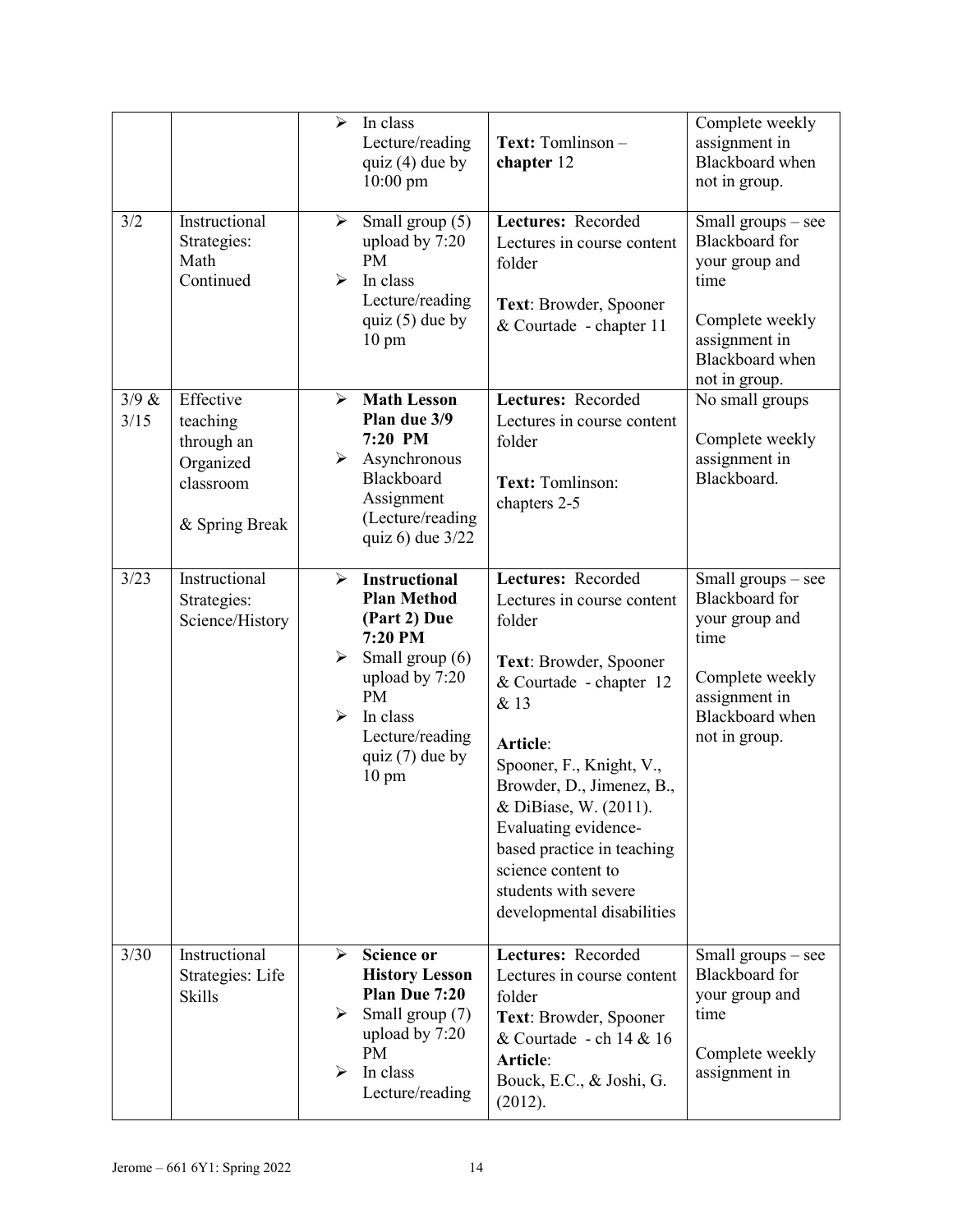| | | | | |
|---|---|---|---|---|
| | | ➢ In class Lecture/reading quiz (4) due by 10:00 pm | **Text:** Tomlinson – **chapter** 12 | Complete weekly assignment in Blackboard when not in group. |
| 3/2 | Instructional Strategies: Math Continued | ➢ Small group (5) upload by 7:20 PM<br>➢ In class Lecture/reading quiz (5) due by 10 pm | **Lectures:** Recorded Lectures in course content folder<br><br>**Text**: Browder, Spooner & Courtade - chapter 11 | Small groups – see Blackboard for your group and time<br><br>Complete weekly assignment in Blackboard when not in group. |
| 3/9 & 3/15 | Effective teaching through an Organized classroom<br><br>& Spring Break | ➢ **Math Lesson Plan due 3/9 7:20 PM**<br>➢ Asynchronous Blackboard Assignment (Lecture/reading quiz 6) due 3/22 | **Lectures:** Recorded Lectures in course content folder<br><br>**Text:** Tomlinson: chapters 2-5 | No small groups<br><br>Complete weekly assignment in Blackboard. |
| 3/23 | Instructional Strategies: Science/History | ➢ **Instructional Plan Method (Part 2) Due 7:20 PM**<br>➢ Small group (6) upload by 7:20 PM<br>➢ In class Lecture/reading quiz (7) due by 10 pm | **Lectures:** Recorded Lectures in course content folder<br><br>**Text**: Browder, Spooner & Courtade - chapter 12 & 13<br><br>**Article**:<br>Spooner, F., Knight, V., Browder, D., Jimenez, B., & DiBiase, W. (2011). Evaluating evidence-based practice in teaching science content to students with severe developmental disabilities | Small groups – see Blackboard for your group and time<br><br>Complete weekly assignment in Blackboard when not in group. |
| 3/30 | Instructional Strategies: Life Skills | ➢ **Science or History Lesson Plan Due 7:20**<br>➢ Small group (7) upload by 7:20 PM<br>➢ In class Lecture/reading | **Lectures:** Recorded Lectures in course content folder<br>**Text**: Browder, Spooner & Courtade - ch 14 & 16<br>**Article**:<br>Bouck, E.C., & Joshi, G. (2012). | Small groups – see Blackboard for your group and time<br><br>Complete weekly assignment in |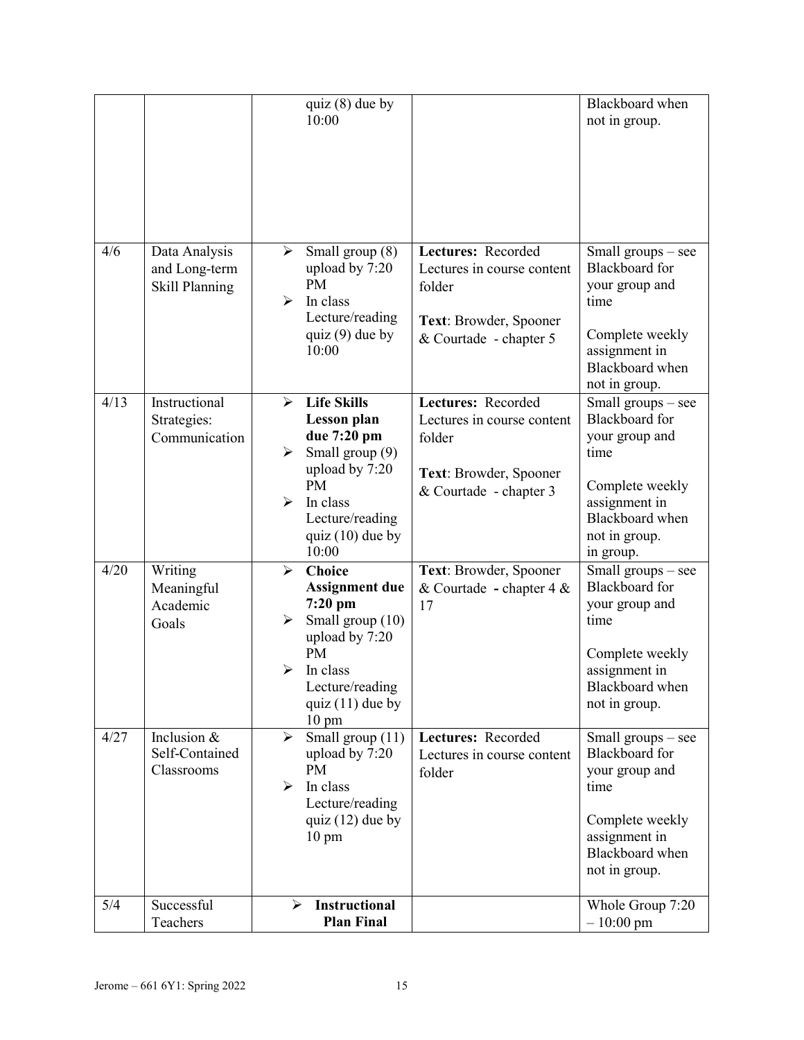| | | | | |
|---|---|---|---|---|
| | | quiz (8) due by 10:00 | | Blackboard when not in group. |
| 4/6 | Data Analysis and Long-term Skill Planning | ➢ Small group (8) upload by 7:20 PM<br>➢ In class Lecture/reading quiz (9) due by 10:00 | **Lectures:** Recorded Lectures in course content folder<br><br>**Text**: Browder, Spooner & Courtade - chapter 5 | Small groups – see Blackboard for your group and time<br><br>Complete weekly assignment in Blackboard when not in group. |
| 4/13 | Instructional Strategies: Communication | ➢ **Life Skills Lesson plan due 7:20 pm**<br>➢ Small group (9) upload by 7:20 PM<br>➢ In class Lecture/reading quiz (10) due by 10:00 | **Lectures:** Recorded Lectures in course content folder<br><br>**Text**: Browder, Spooner & Courtade - chapter 3 | Small groups – see Blackboard for your group and time<br><br>Complete weekly assignment in Blackboard when not in group.<br>in group. |
| 4/20 | Writing Meaningful Academic Goals | ➢ **Choice Assignment due 7:20 pm**<br>➢ Small group (10) upload by 7:20 PM<br>➢ In class Lecture/reading quiz (11) due by 10 pm | **Text**: Browder, Spooner & Courtade **-** chapter 4 & 17 | Small groups – see Blackboard for your group and time<br><br>Complete weekly assignment in Blackboard when not in group. |
| 4/27 | Inclusion & Self-Contained Classrooms | ➢ Small group (11) upload by 7:20 PM<br>➢ In class Lecture/reading quiz (12) due by 10 pm | **Lectures:** Recorded Lectures in course content folder | Small groups – see Blackboard for your group and time<br><br>Complete weekly assignment in Blackboard when not in group. |
| 5/4 | Successful Teachers | ➢ **Instructional Plan Final** | | Whole Group 7:20 – 10:00 pm |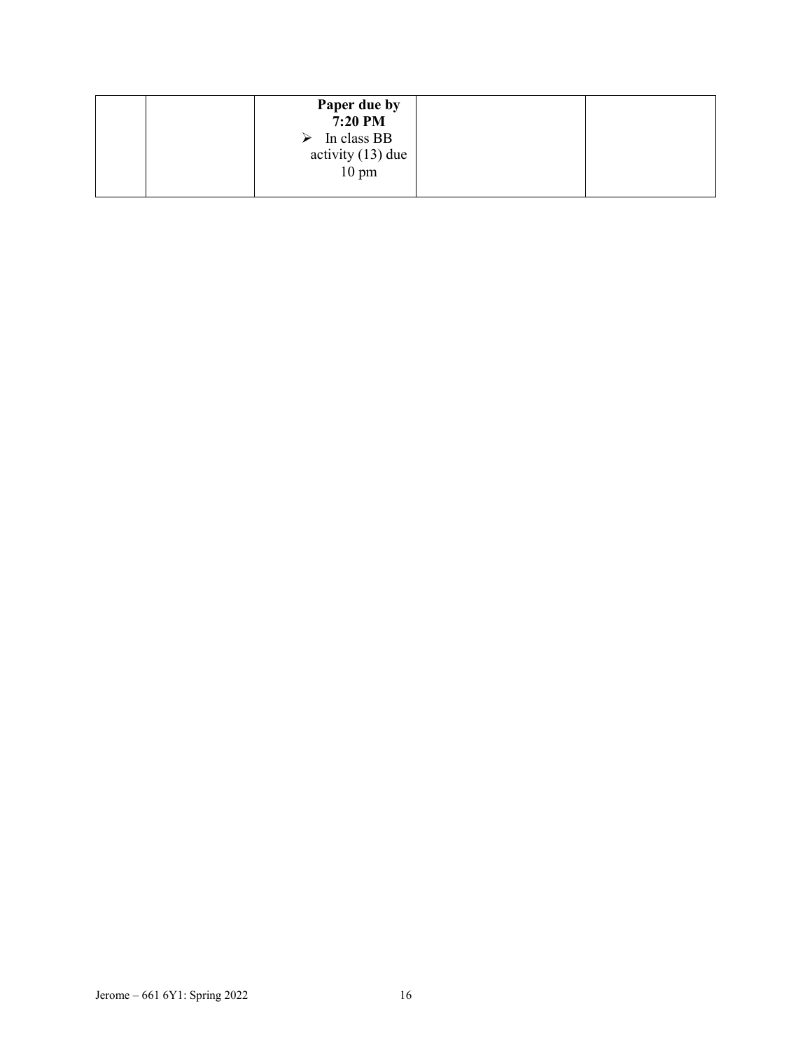|  |  |  |  |  |
|---|---|---|---|---|
|  |  | **Paper due by 7:20 PM**<br>➢ In class BB activity (13) due 10 pm |  |  |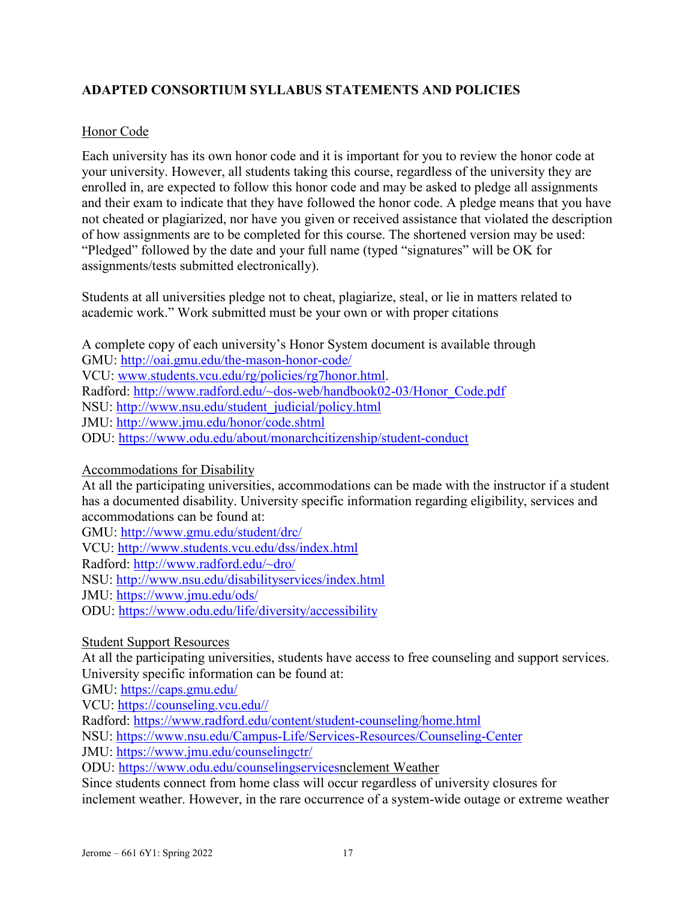## ADAPTED CONSORTIUM SYLLABUS STATEMENTS AND POLICIES

Honor Code

Each university has its own honor code and it is important for you to review the honor code at your university. However, all students taking this course, regardless of the university they are enrolled in, are expected to follow this honor code and may be asked to pledge all assignments and their exam to indicate that they have followed the honor code. A pledge means that you have not cheated or plagiarized, nor have you given or received assistance that violated the description of how assignments are to be completed for this course. The shortened version may be used: "Pledged" followed by the date and your full name (typed "signatures" will be OK for assignments/tests submitted electronically).

Students at all universities pledge not to cheat, plagiarize, steal, or lie in matters related to academic work." Work submitted must be your own or with proper citations

A complete copy of each university's Honor System document is available through
GMU: http://oai.gmu.edu/the-mason-honor-code/
VCU: www.students.vcu.edu/rg/policies/rg7honor.html.
Radford: http://www.radford.edu/~dos-web/handbook02-03/Honor_Code.pdf
NSU: http://www.nsu.edu/student_judicial/policy.html
JMU: http://www.jmu.edu/honor/code.shtml
ODU: https://www.odu.edu/about/monarchcitizenship/student-conduct

Accommodations for Disability
At all the participating universities, accommodations can be made with the instructor if a student has a documented disability. University specific information regarding eligibility, services and accommodations can be found at:
GMU: http://www.gmu.edu/student/drc/
VCU: http://www.students.vcu.edu/dss/index.html
Radford: http://www.radford.edu/~dro/
NSU: http://www.nsu.edu/disabilityservices/index.html
JMU: https://www.jmu.edu/ods/
ODU: https://www.odu.edu/life/diversity/accessibility

Student Support Resources
At all the participating universities, students have access to free counseling and support services. University specific information can be found at:
GMU: https://caps.gmu.edu/
VCU: https://counseling.vcu.edu//
Radford: https://www.radford.edu/content/student-counseling/home.html
NSU: https://www.nsu.edu/Campus-Life/Services-Resources/Counseling-Center
JMU: https://www.jmu.edu/counselingctr/
ODU: https://www.odu.edu/counselingservicesnclement Weather
Since students connect from home class will occur regardless of university closures for inclement weather. However, in the rare occurrence of a system-wide outage or extreme weather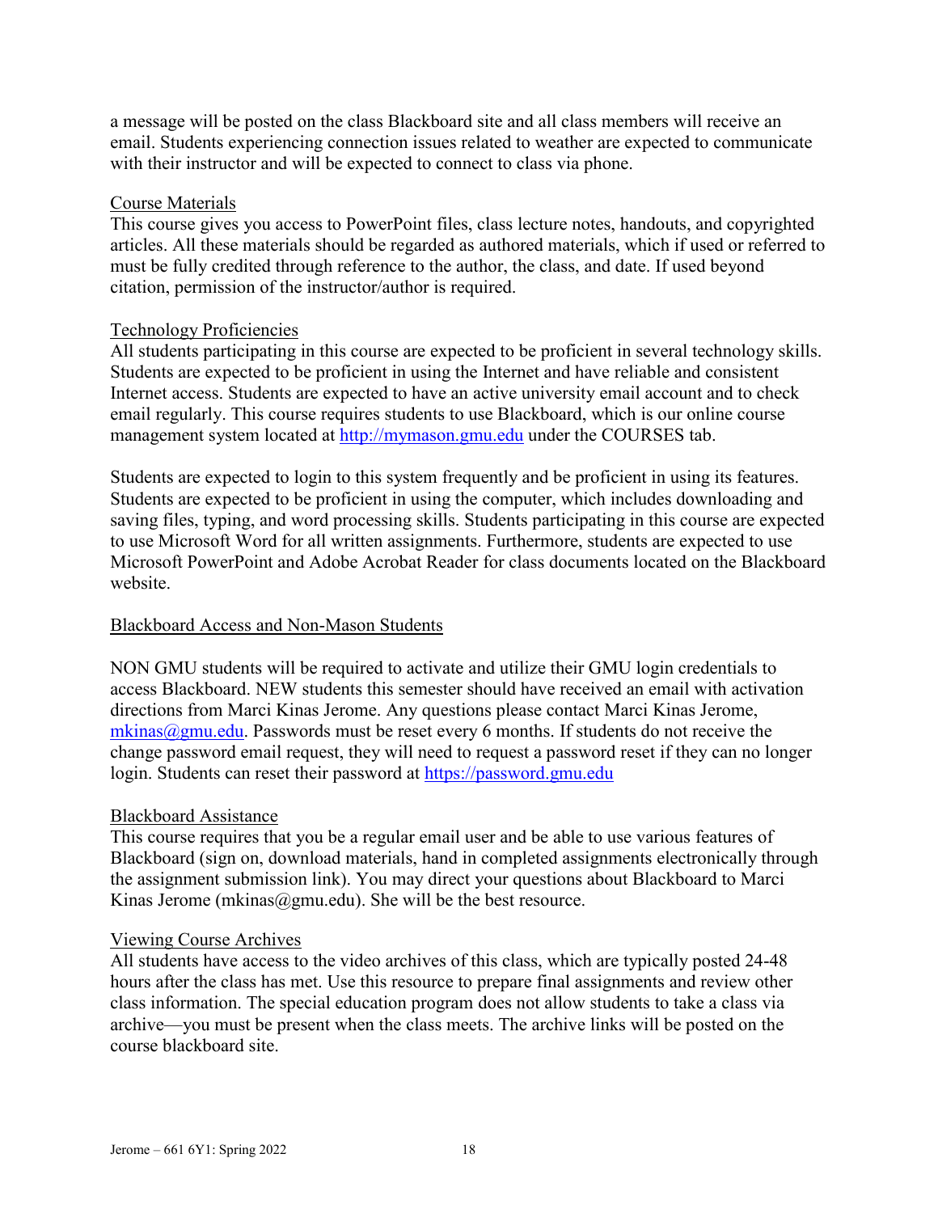a message will be posted on the class Blackboard site and all class members will receive an email. Students experiencing connection issues related to weather are expected to communicate with their instructor and will be expected to connect to class via phone.

### Course Materials

This course gives you access to PowerPoint files, class lecture notes, handouts, and copyrighted articles. All these materials should be regarded as authored materials, which if used or referred to must be fully credited through reference to the author, the class, and date. If used beyond citation, permission of the instructor/author is required.

### Technology Proficiencies

All students participating in this course are expected to be proficient in several technology skills. Students are expected to be proficient in using the Internet and have reliable and consistent Internet access. Students are expected to have an active university email account and to check email regularly. This course requires students to use Blackboard, which is our online course management system located at http://mymason.gmu.edu under the COURSES tab.

Students are expected to login to this system frequently and be proficient in using its features. Students are expected to be proficient in using the computer, which includes downloading and saving files, typing, and word processing skills. Students participating in this course are expected to use Microsoft Word for all written assignments. Furthermore, students are expected to use Microsoft PowerPoint and Adobe Acrobat Reader for class documents located on the Blackboard website.

### Blackboard Access and Non-Mason Students

NON GMU students will be required to activate and utilize their GMU login credentials to access Blackboard. NEW students this semester should have received an email with activation directions from Marci Kinas Jerome. Any questions please contact Marci Kinas Jerome, mkinas@gmu.edu. Passwords must be reset every 6 months. If students do not receive the change password email request, they will need to request a password reset if they can no longer login. Students can reset their password at https://password.gmu.edu

### Blackboard Assistance

This course requires that you be a regular email user and be able to use various features of Blackboard (sign on, download materials, hand in completed assignments electronically through the assignment submission link). You may direct your questions about Blackboard to Marci Kinas Jerome (mkinas@gmu.edu). She will be the best resource.

### Viewing Course Archives

All students have access to the video archives of this class, which are typically posted 24-48 hours after the class has met. Use this resource to prepare final assignments and review other class information. The special education program does not allow students to take a class via archive—you must be present when the class meets. The archive links will be posted on the course blackboard site.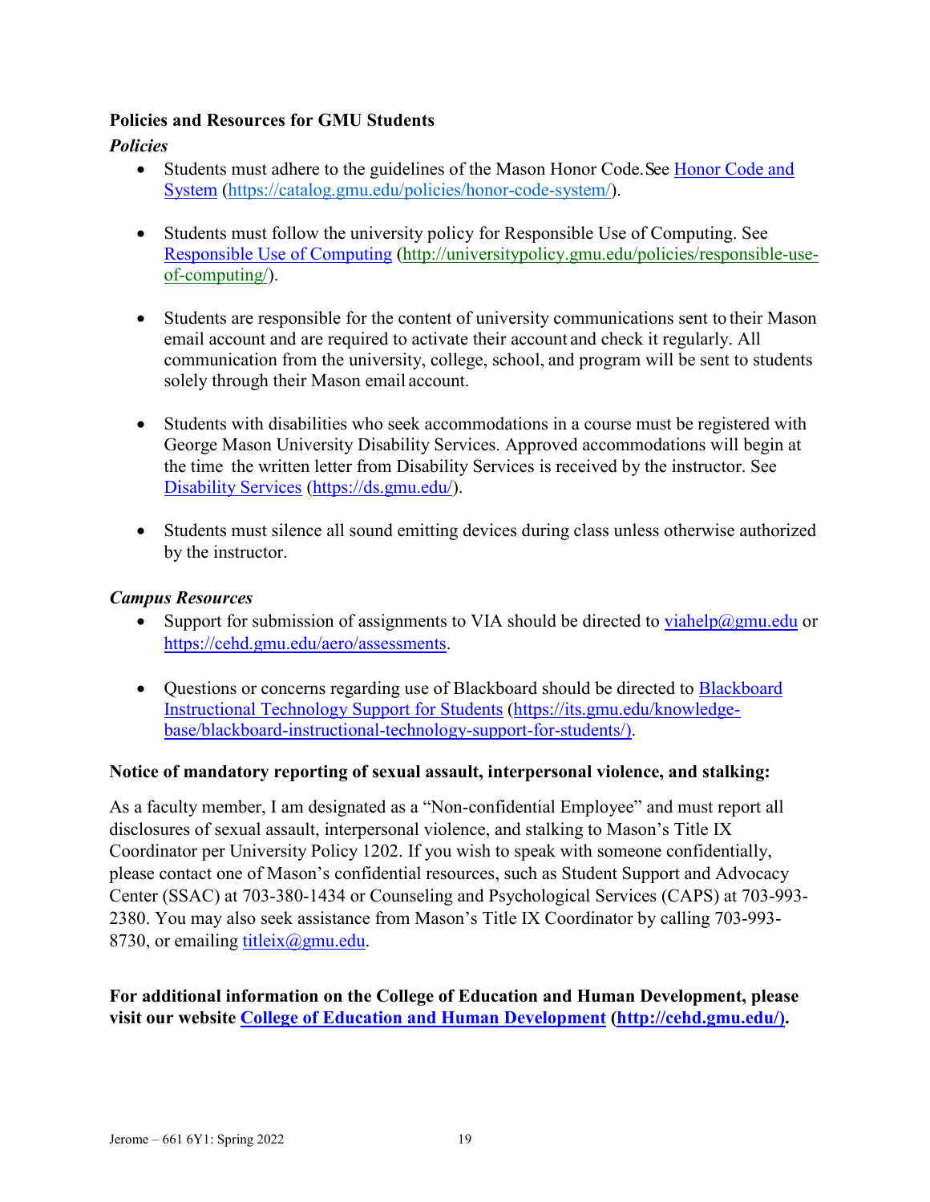**Policies and Resources for GMU Students**

***Policies***

- Students must adhere to the guidelines of the Mason Honor Code. See [Honor Code and System](https://catalog.gmu.edu/policies/honor-code-system/) (https://catalog.gmu.edu/policies/honor-code-system/).

- Students must follow the university policy for Responsible Use of Computing. See [Responsible Use of Computing](http://universitypolicy.gmu.edu/policies/responsible-use-of-computing/) (http://universitypolicy.gmu.edu/policies/responsible-use-of-computing/).

- Students are responsible for the content of university communications sent to their Mason email account and are required to activate their account and check it regularly. All communication from the university, college, school, and program will be sent to students solely through their Mason email account.

- Students with disabilities who seek accommodations in a course must be registered with George Mason University Disability Services. Approved accommodations will begin at the time the written letter from Disability Services is received by the instructor. See [Disability Services](https://ds.gmu.edu/) (https://ds.gmu.edu/).

- Students must silence all sound emitting devices during class unless otherwise authorized by the instructor.

***Campus Resources***

- Support for submission of assignments to VIA should be directed to viahelp@gmu.edu or https://cehd.gmu.edu/aero/assessments.

- Questions or concerns regarding use of Blackboard should be directed to [Blackboard Instructional Technology Support for Students](https://its.gmu.edu/knowledge-base/blackboard-instructional-technology-support-for-students/) (https://its.gmu.edu/knowledge-base/blackboard-instructional-technology-support-for-students/).

**Notice of mandatory reporting of sexual assault, interpersonal violence, and stalking:**

As a faculty member, I am designated as a "Non-confidential Employee" and must report all disclosures of sexual assault, interpersonal violence, and stalking to Mason's Title IX Coordinator per University Policy 1202. If you wish to speak with someone confidentially, please contact one of Mason's confidential resources, such as Student Support and Advocacy Center (SSAC) at 703-380-1434 or Counseling and Psychological Services (CAPS) at 703-993-2380. You may also seek assistance from Mason's Title IX Coordinator by calling 703-993-8730, or emailing titleix@gmu.edu.

**For additional information on the College of Education and Human Development, please visit our website [College of Education and Human Development](http://cehd.gmu.edu/) (http://cehd.gmu.edu/).**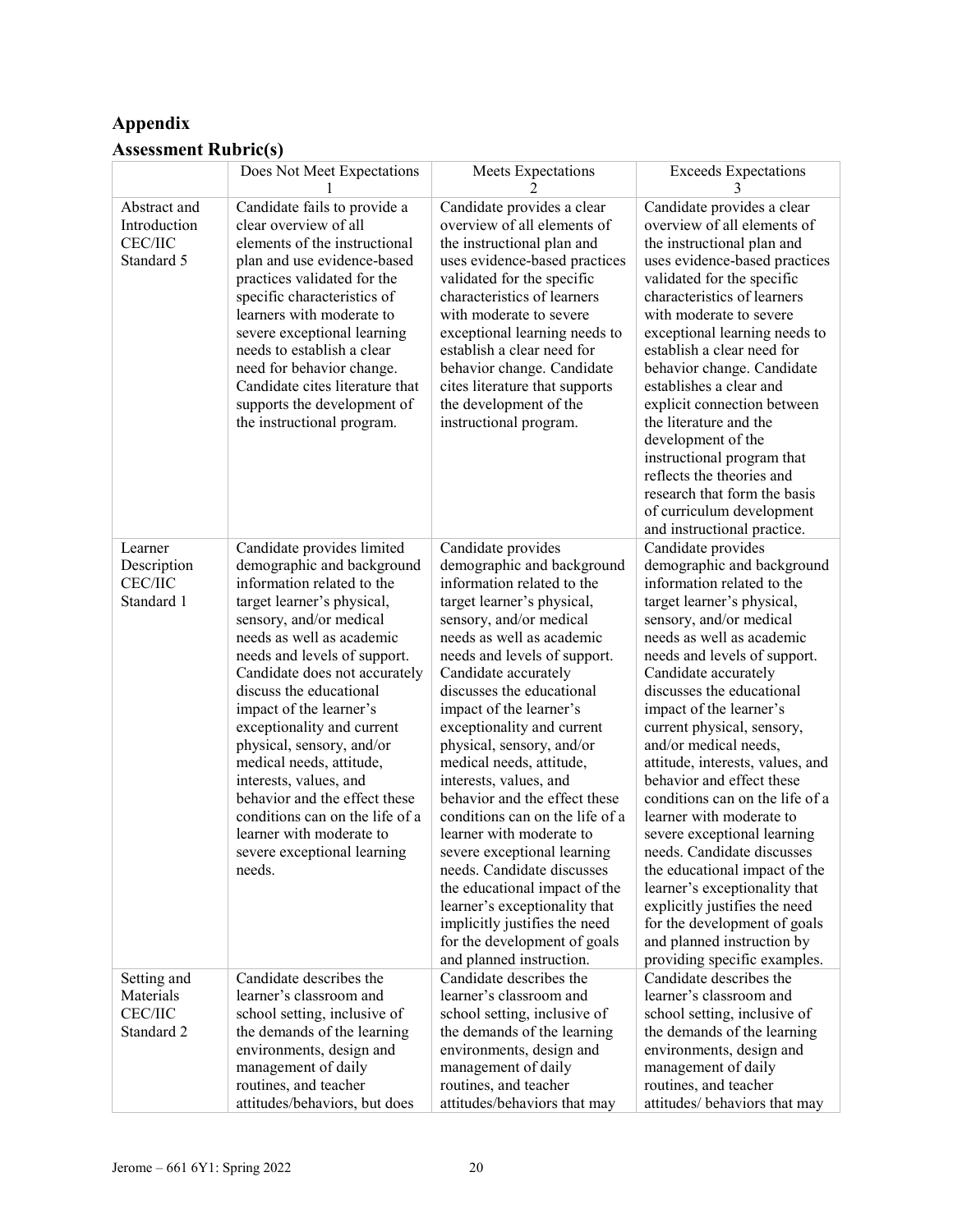## Appendix

## Assessment Rubric(s)

| | Does Not Meet Expectations 1 | Meets Expectations 2 | Exceeds Expectations 3 |
|---|---|---|---|
| Abstract and Introduction CEC/IIC Standard 5 | Candidate fails to provide a clear overview of all elements of the instructional plan and use evidence-based practices validated for the specific characteristics of learners with moderate to severe exceptional learning needs to establish a clear need for behavior change. Candidate cites literature that supports the development of the instructional program. | Candidate provides a clear overview of all elements of the instructional plan and uses evidence-based practices validated for the specific characteristics of learners with moderate to severe exceptional learning needs to establish a clear need for behavior change. Candidate cites literature that supports the development of the instructional program. | Candidate provides a clear overview of all elements of the instructional plan and uses evidence-based practices validated for the specific characteristics of learners with moderate to severe exceptional learning needs to establish a clear need for behavior change. Candidate establishes a clear and explicit connection between the literature and the development of the instructional program that reflects the theories and research that form the basis of curriculum development and instructional practice. |
| Learner Description CEC/IIC Standard 1 | Candidate provides limited demographic and background information related to the target learner's physical, sensory, and/or medical needs as well as academic needs and levels of support. Candidate does not accurately discuss the educational impact of the learner's exceptionality and current physical, sensory, and/or medical needs, attitude, interests, values, and behavior and the effect these conditions can on the life of a learner with moderate to severe exceptional learning needs. | Candidate provides demographic and background information related to the target learner's physical, sensory, and/or medical needs as well as academic needs and levels of support. Candidate accurately discusses the educational impact of the learner's exceptionality and current physical, sensory, and/or medical needs, attitude, interests, values, and behavior and the effect these conditions can on the life of a learner with moderate to severe exceptional learning needs. Candidate discusses the educational impact of the learner's exceptionality that implicitly justifies the need for the development of goals and planned instruction. | Candidate provides demographic and background information related to the target learner's physical, sensory, and/or medical needs as well as academic needs and levels of support. Candidate accurately discusses the educational impact of the learner's current physical, sensory, and/or medical needs, attitude, interests, values, and behavior and effect these conditions can on the life of a learner with moderate to severe exceptional learning needs. Candidate discusses the educational impact of the learner's exceptionality that explicitly justifies the need for the development of goals and planned instruction by providing specific examples. |
| Setting and Materials CEC/IIC Standard 2 | Candidate describes the learner's classroom and school setting, inclusive of the demands of the learning environments, design and management of daily routines, and teacher attitudes/behaviors, but does | Candidate describes the learner's classroom and school setting, inclusive of the demands of the learning environments, design and management of daily routines, and teacher attitudes/behaviors that may | Candidate describes the learner's classroom and school setting, inclusive of the demands of the learning environments, design and management of daily routines, and teacher attitudes/ behaviors that may |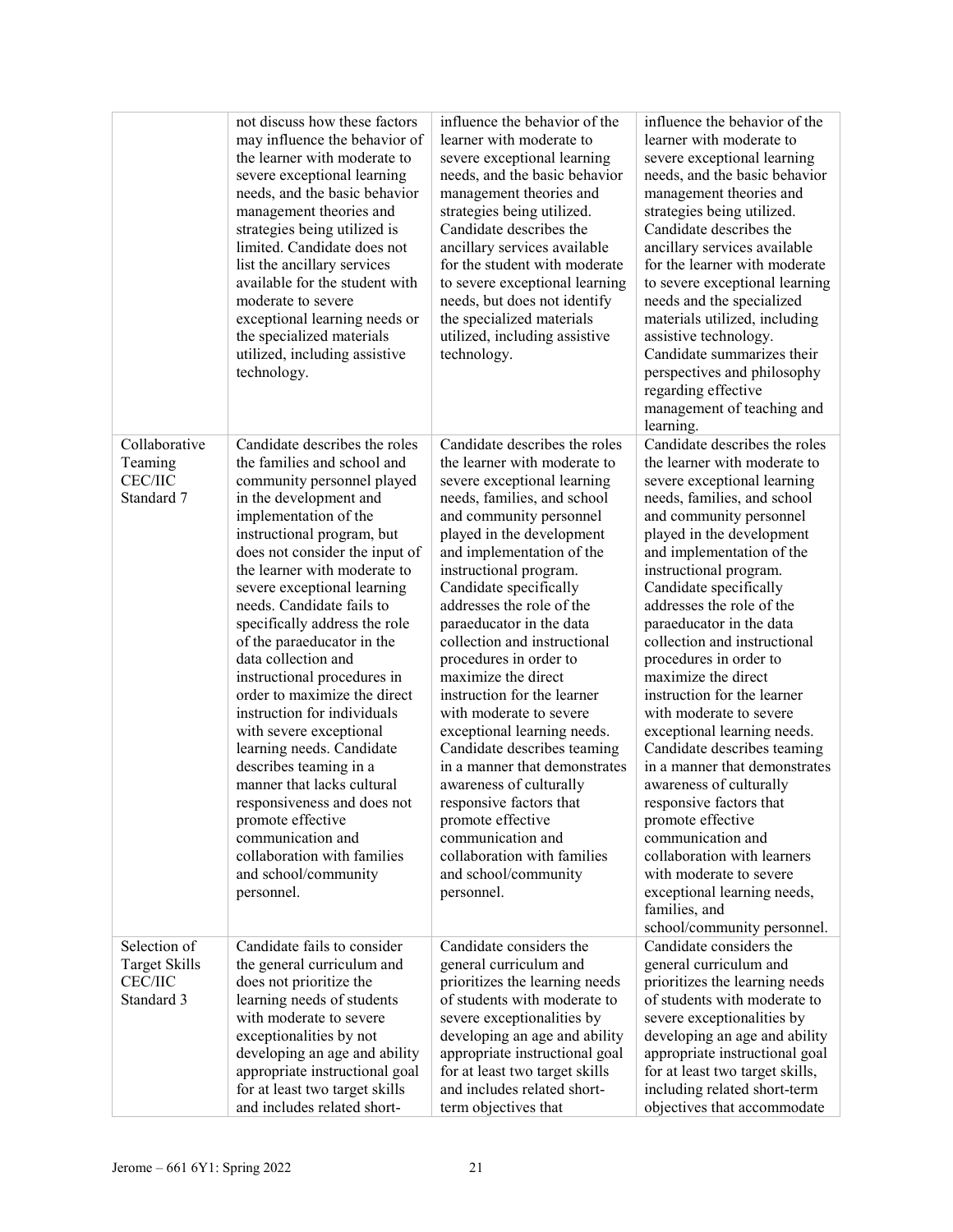| | | | |
|---|---|---|---|
| | not discuss how these factors may influence the behavior of the learner with moderate to severe exceptional learning needs, and the basic behavior management theories and strategies being utilized is limited. Candidate does not list the ancillary services available for the student with moderate to severe exceptional learning needs or the specialized materials utilized, including assistive technology. | influence the behavior of the learner with moderate to severe exceptional learning needs, and the basic behavior management theories and strategies being utilized. Candidate describes the ancillary services available for the student with moderate to severe exceptional learning needs, but does not identify the specialized materials utilized, including assistive technology. | influence the behavior of the learner with moderate to severe exceptional learning needs, and the basic behavior management theories and strategies being utilized. Candidate describes the ancillary services available for the learner with moderate to severe exceptional learning needs and the specialized materials utilized, including assistive technology. Candidate summarizes their perspectives and philosophy regarding effective management of teaching and learning. |
| Collaborative Teaming CEC/IIC Standard 7 | Candidate describes the roles the families and school and community personnel played in the development and implementation of the instructional program, but does not consider the input of the learner with moderate to severe exceptional learning needs. Candidate fails to specifically address the role of the paraeducator in the data collection and instructional procedures in order to maximize the direct instruction for individuals with severe exceptional learning needs. Candidate describes teaming in a manner that lacks cultural responsiveness and does not promote effective communication and collaboration with families and school/community personnel. | Candidate describes the roles the learner with moderate to severe exceptional learning needs, families, and school and community personnel played in the development and implementation of the instructional program. Candidate specifically addresses the role of the paraeducator in the data collection and instructional procedures in order to maximize the direct instruction for the learner with moderate to severe exceptional learning needs. Candidate describes teaming in a manner that demonstrates awareness of culturally responsive factors that promote effective communication and collaboration with families and school/community personnel. | Candidate describes the roles the learner with moderate to severe exceptional learning needs, families, and school and community personnel played in the development and implementation of the instructional program. Candidate specifically addresses the role of the paraeducator in the data collection and instructional procedures in order to maximize the direct instruction for the learner with moderate to severe exceptional learning needs. Candidate describes teaming in a manner that demonstrates awareness of culturally responsive factors that promote effective communication and collaboration with learners with moderate to severe exceptional learning needs, families, and school/community personnel. |
| Selection of Target Skills CEC/IIC Standard 3 | Candidate fails to consider the general curriculum and does not prioritize the learning needs of students with moderate to severe exceptionalities by not developing an age and ability appropriate instructional goal for at least two target skills and includes related short- | Candidate considers the general curriculum and prioritizes the learning needs of students with moderate to severe exceptionalities by developing an age and ability appropriate instructional goal for at least two target skills and includes related short-term objectives that | Candidate considers the general curriculum and prioritizes the learning needs of students with moderate to severe exceptionalities by developing an age and ability appropriate instructional goal for at least two target skills, including related short-term objectives that accommodate |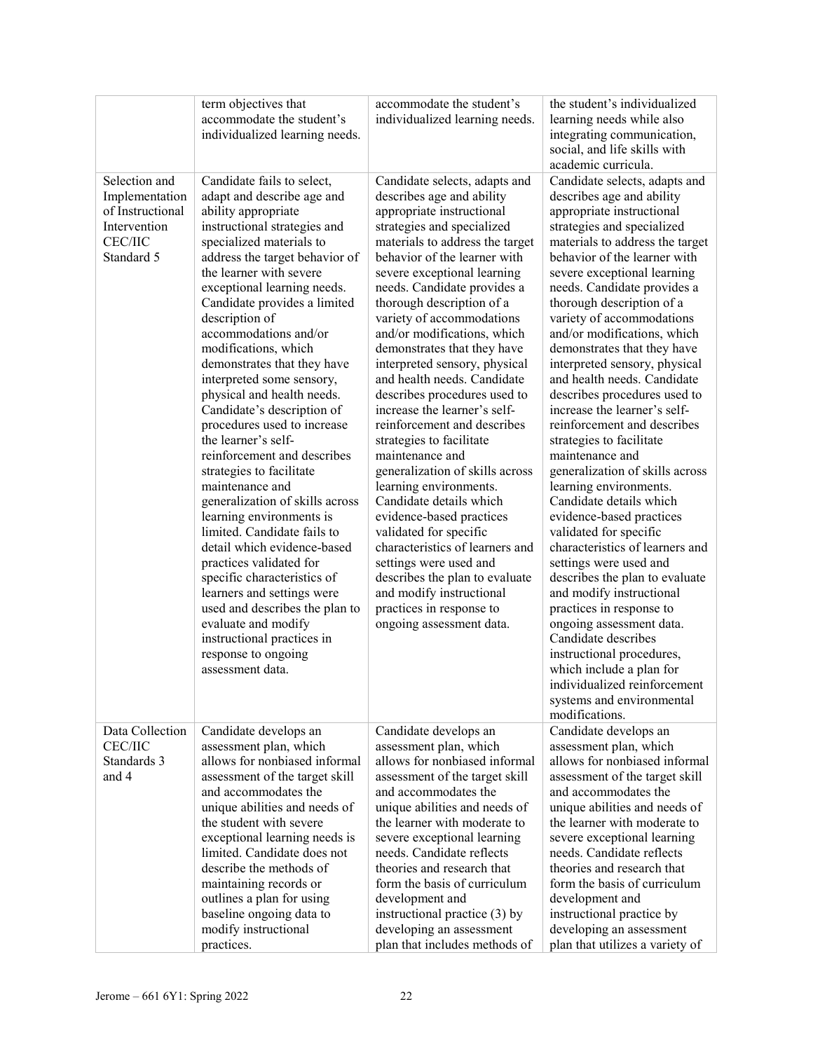| | | | |
|---|---|---|---|
| | term objectives that accommodate the student's individualized learning needs. | accommodate the student's individualized learning needs. | the student's individualized learning needs while also integrating communication, social, and life skills with academic curricula. |
| Selection and Implementation of Instructional Intervention CEC/IIC Standard 5 | Candidate fails to select, adapt and describe age and ability appropriate instructional strategies and specialized materials to address the target behavior of the learner with severe exceptional learning needs. Candidate provides a limited description of accommodations and/or modifications, which demonstrates that they have interpreted some sensory, physical and health needs. Candidate's description of procedures used to increase the learner's self-reinforcement and describes strategies to facilitate maintenance and generalization of skills across learning environments is limited. Candidate fails to detail which evidence-based practices validated for specific characteristics of learners and settings were used and describes the plan to evaluate and modify instructional practices in response to ongoing assessment data. | Candidate selects, adapts and describes age and ability appropriate instructional strategies and specialized materials to address the target behavior of the learner with severe exceptional learning needs. Candidate provides a thorough description of a variety of accommodations and/or modifications, which demonstrates that they have interpreted sensory, physical and health needs. Candidate describes procedures used to increase the learner's self-reinforcement and describes strategies to facilitate maintenance and generalization of skills across learning environments. Candidate details which evidence-based practices validated for specific characteristics of learners and settings were used and describes the plan to evaluate and modify instructional practices in response to ongoing assessment data. | Candidate selects, adapts and describes age and ability appropriate instructional strategies and specialized materials to address the target behavior of the learner with severe exceptional learning needs. Candidate provides a thorough description of a variety of accommodations and/or modifications, which demonstrates that they have interpreted sensory, physical and health needs. Candidate describes procedures used to increase the learner's self-reinforcement and describes strategies to facilitate maintenance and generalization of skills across learning environments. Candidate details which evidence-based practices validated for specific characteristics of learners and settings were used and describes the plan to evaluate and modify instructional practices in response to ongoing assessment data. Candidate describes instructional procedures, which include a plan for individualized reinforcement systems and environmental modifications. |
| Data Collection CEC/IIC Standards 3 and 4 | Candidate develops an assessment plan, which allows for nonbiased informal assessment of the target skill and accommodates the unique abilities and needs of the student with severe exceptional learning needs is limited. Candidate does not describe the methods of maintaining records or outlines a plan for using baseline ongoing data to modify instructional practices. | Candidate develops an assessment plan, which allows for nonbiased informal assessment of the target skill and accommodates the unique abilities and needs of the learner with moderate to severe exceptional learning needs. Candidate reflects theories and research that form the basis of curriculum development and instructional practice (3) by developing an assessment plan that includes methods of | Candidate develops an assessment plan, which allows for nonbiased informal assessment of the target skill and accommodates the unique abilities and needs of the learner with moderate to severe exceptional learning needs. Candidate reflects theories and research that form the basis of curriculum development and instructional practice by developing an assessment plan that utilizes a variety of |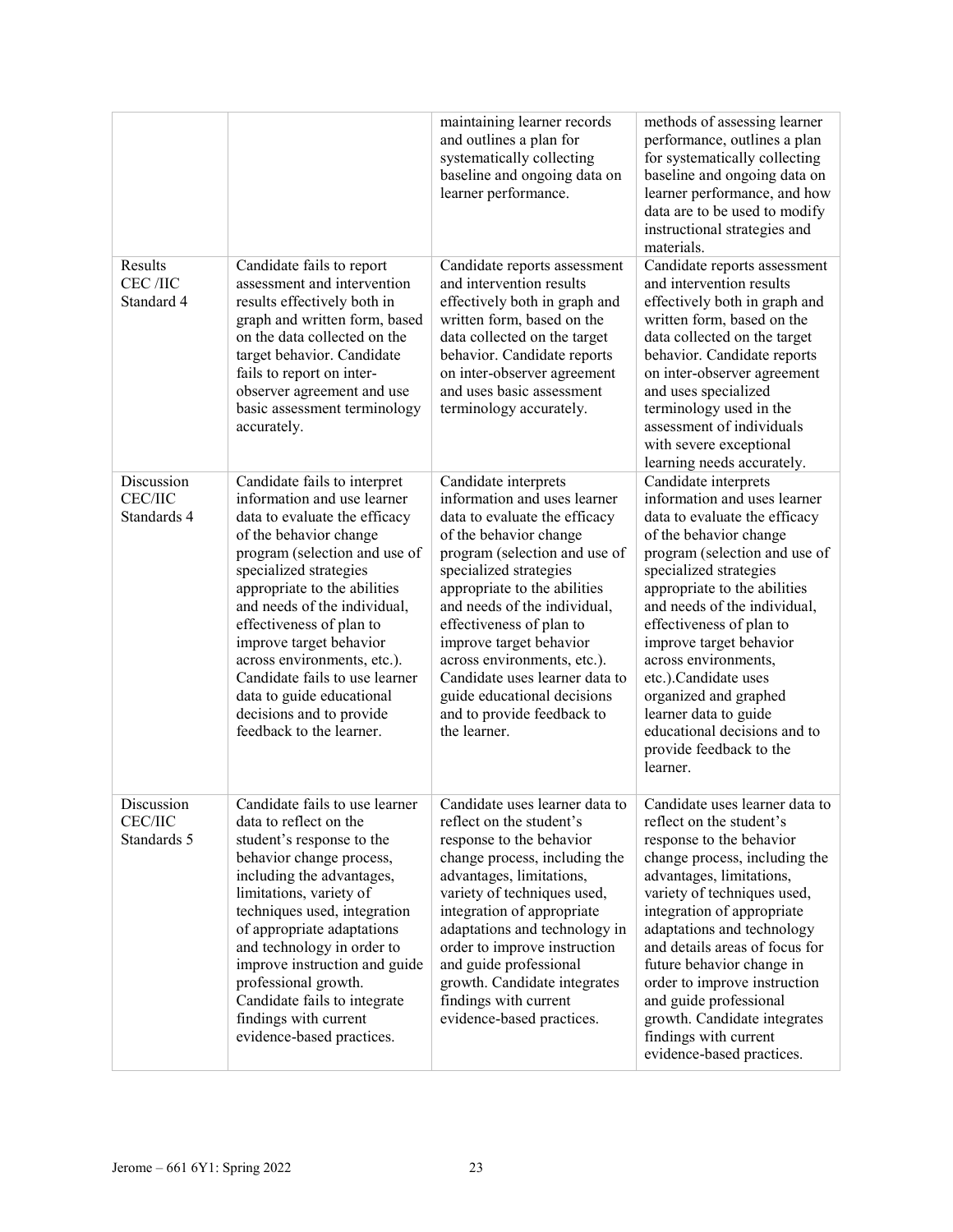| | | | |
|---|---|---|---|
| | | maintaining learner records and outlines a plan for systematically collecting baseline and ongoing data on learner performance. | methods of assessing learner performance, outlines a plan for systematically collecting baseline and ongoing data on learner performance, and how data are to be used to modify instructional strategies and materials. |
| Results CEC /IIC Standard 4 | Candidate fails to report assessment and intervention results effectively both in graph and written form, based on the data collected on the target behavior. Candidate fails to report on inter-observer agreement and use basic assessment terminology accurately. | Candidate reports assessment and intervention results effectively both in graph and written form, based on the data collected on the target behavior. Candidate reports on inter-observer agreement and uses basic assessment terminology accurately. | Candidate reports assessment and intervention results effectively both in graph and written form, based on the data collected on the target behavior. Candidate reports on inter-observer agreement and uses specialized terminology used in the assessment of individuals with severe exceptional learning needs accurately. |
| Discussion CEC/IIC Standards 4 | Candidate fails to interpret information and use learner data to evaluate the efficacy of the behavior change program (selection and use of specialized strategies appropriate to the abilities and needs of the individual, effectiveness of plan to improve target behavior across environments, etc.). Candidate fails to use learner data to guide educational decisions and to provide feedback to the learner. | Candidate interprets information and uses learner data to evaluate the efficacy of the behavior change program (selection and use of specialized strategies appropriate to the abilities and needs of the individual, effectiveness of plan to improve target behavior across environments, etc.). Candidate uses learner data to guide educational decisions and to provide feedback to the learner. | Candidate interprets information and uses learner data to evaluate the efficacy of the behavior change program (selection and use of specialized strategies appropriate to the abilities and needs of the individual, effectiveness of plan to improve target behavior across environments, etc.).Candidate uses organized and graphed learner data to guide educational decisions and to provide feedback to the learner. |
| Discussion CEC/IIC Standards 5 | Candidate fails to use learner data to reflect on the student's response to the behavior change process, including the advantages, limitations, variety of techniques used, integration of appropriate adaptations and technology in order to improve instruction and guide professional growth. Candidate fails to integrate findings with current evidence-based practices. | Candidate uses learner data to reflect on the student's response to the behavior change process, including the advantages, limitations, variety of techniques used, integration of appropriate adaptations and technology in order to improve instruction and guide professional growth. Candidate integrates findings with current evidence-based practices. | Candidate uses learner data to reflect on the student's response to the behavior change process, including the advantages, limitations, variety of techniques used, integration of appropriate adaptations and technology and details areas of focus for future behavior change in order to improve instruction and guide professional growth. Candidate integrates findings with current evidence-based practices. |